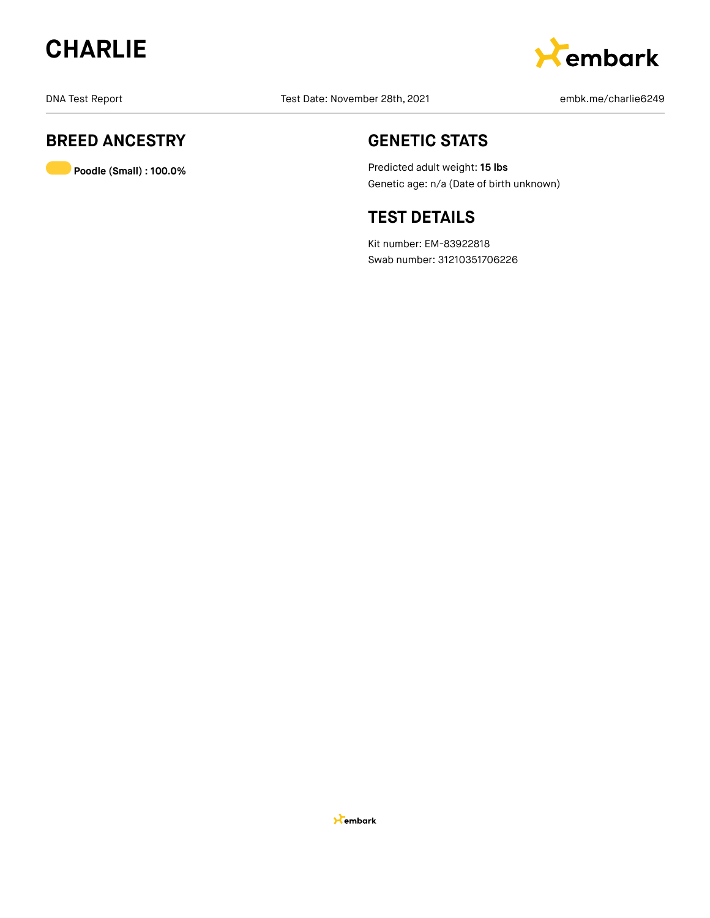# CHARLIE

DNA Test Report | Test Date: November 28th, 2021 | embk.me/charlie6249

## BREED ANCESTRY

**Poodle (Small) : 100.0%**

## GENETIC STATS

Predicted adult weight: **15 lbs**

Genetic age: n/a (Date of birth unknown)

## TEST DETAILS

Kit number: EM-83922818

Swab number: 31210351706226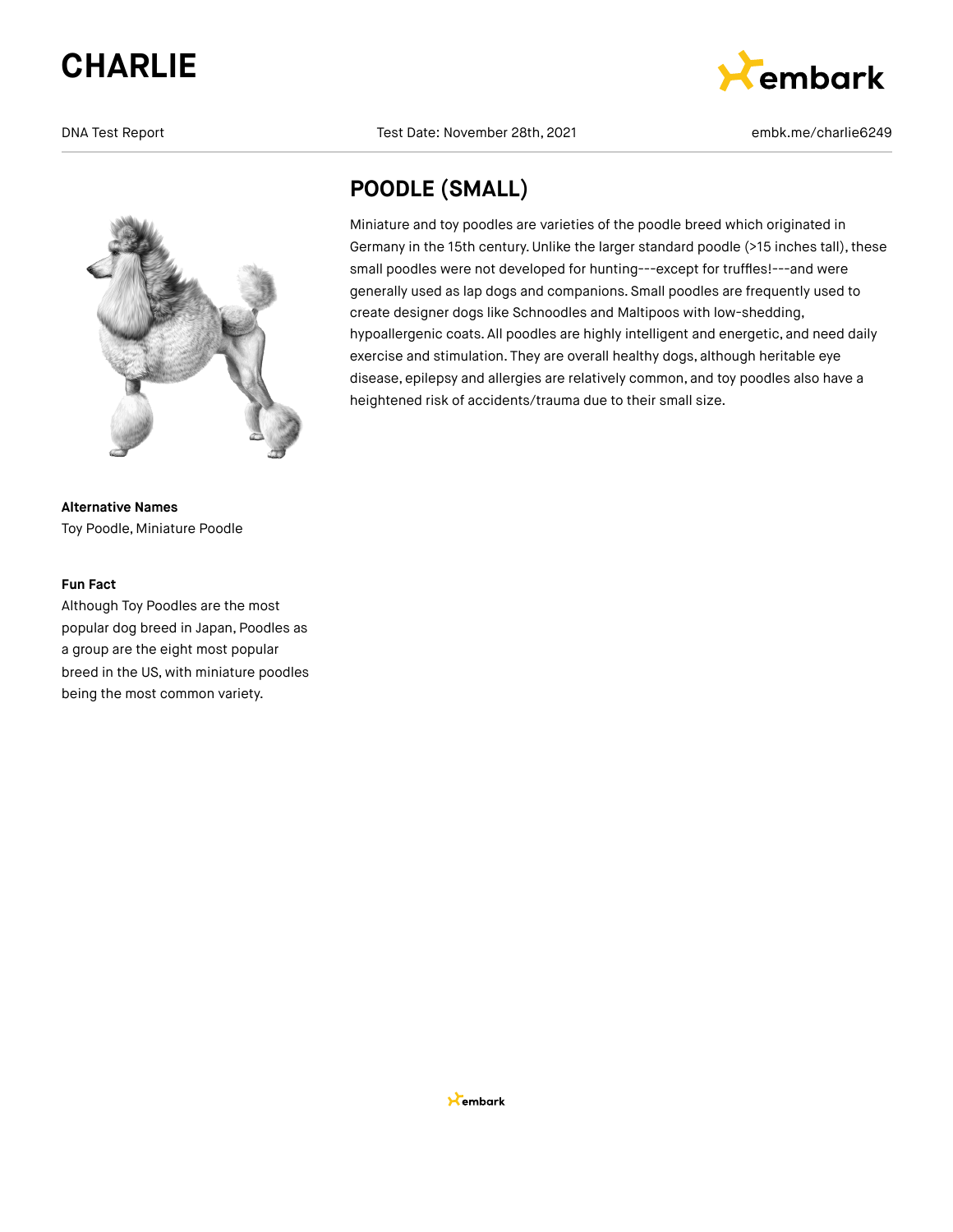# CHARLIE

DNA Test Report    Test Date: November 28th, 2021    embk.me/charlie6249

## POODLE (SMALL)

Miniature and toy poodles are varieties of the poodle breed which originated in Germany in the 15th century. Unlike the larger standard poodle (>15 inches tall), these small poodles were not developed for hunting---except for truffles!---and were generally used as lap dogs and companions. Small poodles are frequently used to create designer dogs like Schnoodles and Maltipoos with low-shedding, hypoallergenic coats. All poodles are highly intelligent and energetic, and need daily exercise and stimulation. They are overall healthy dogs, although heritable eye disease, epilepsy and allergies are relatively common, and toy poodles also have a heightened risk of accidents/trauma due to their small size.

**Alternative Names**

Toy Poodle, Miniature Poodle

**Fun Fact**

Although Toy Poodles are the most popular dog breed in Japan, Poodles as a group are the eight most popular breed in the US, with miniature poodles being the most common variety.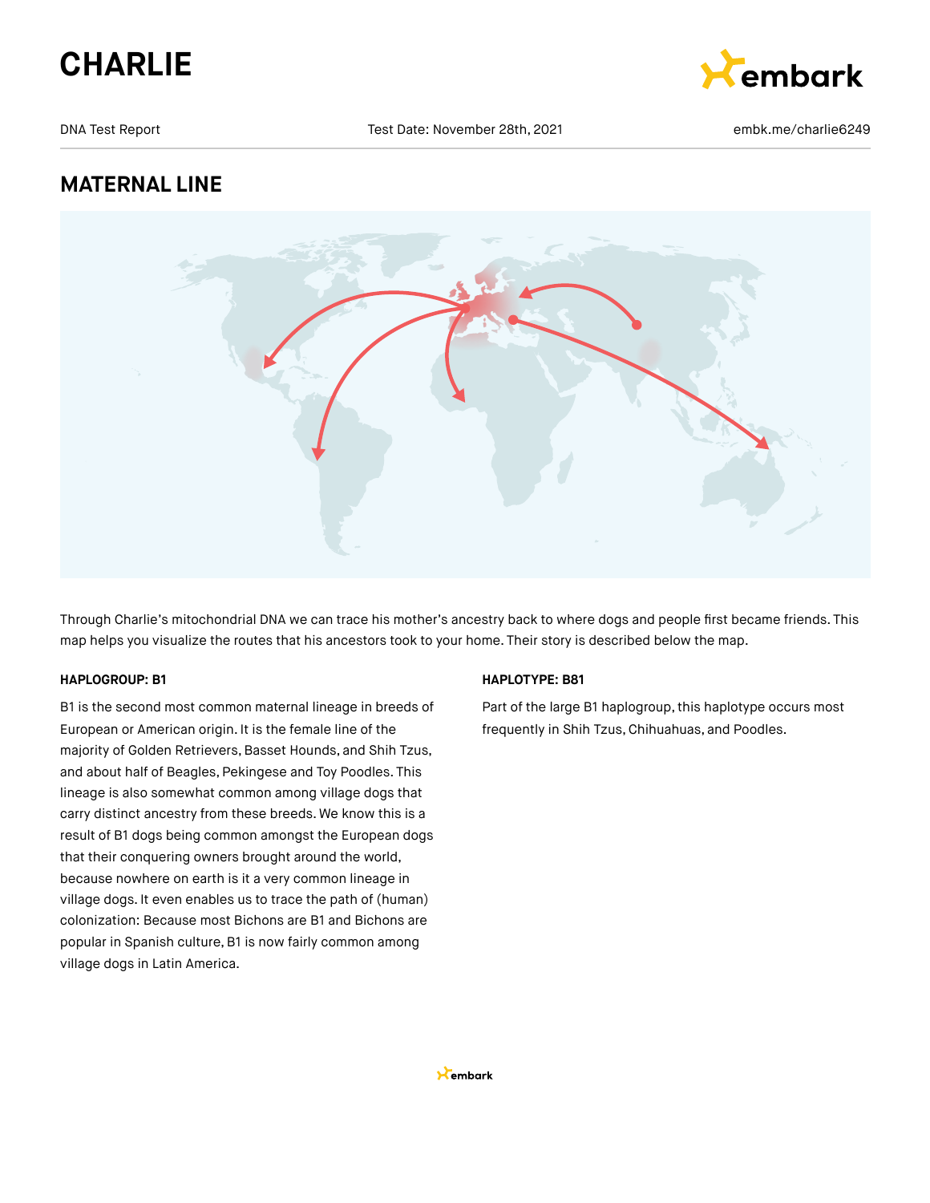# CHARLIE

DNA Test Report | Test Date: November 28th, 2021 | embk.me/charlie6249

## MATERNAL LINE

Through Charlie's mitochondrial DNA we can trace his mother's ancestry back to where dogs and people first became friends. This map helps you visualize the routes that his ancestors took to your home. Their story is described below the map.

**HAPLOGROUP: B1**

B1 is the second most common maternal lineage in breeds of European or American origin. It is the female line of the majority of Golden Retrievers, Basset Hounds, and Shih Tzus, and about half of Beagles, Pekingese and Toy Poodles. This lineage is also somewhat common among village dogs that carry distinct ancestry from these breeds. We know this is a result of B1 dogs being common amongst the European dogs that their conquering owners brought around the world, because nowhere on earth is it a very common lineage in village dogs. It even enables us to trace the path of (human) colonization: Because most Bichons are B1 and Bichons are popular in Spanish culture, B1 is now fairly common among village dogs in Latin America.

**HAPLOTYPE: B81**

Part of the large B1 haplogroup, this haplotype occurs most frequently in Shih Tzus, Chihuahuas, and Poodles.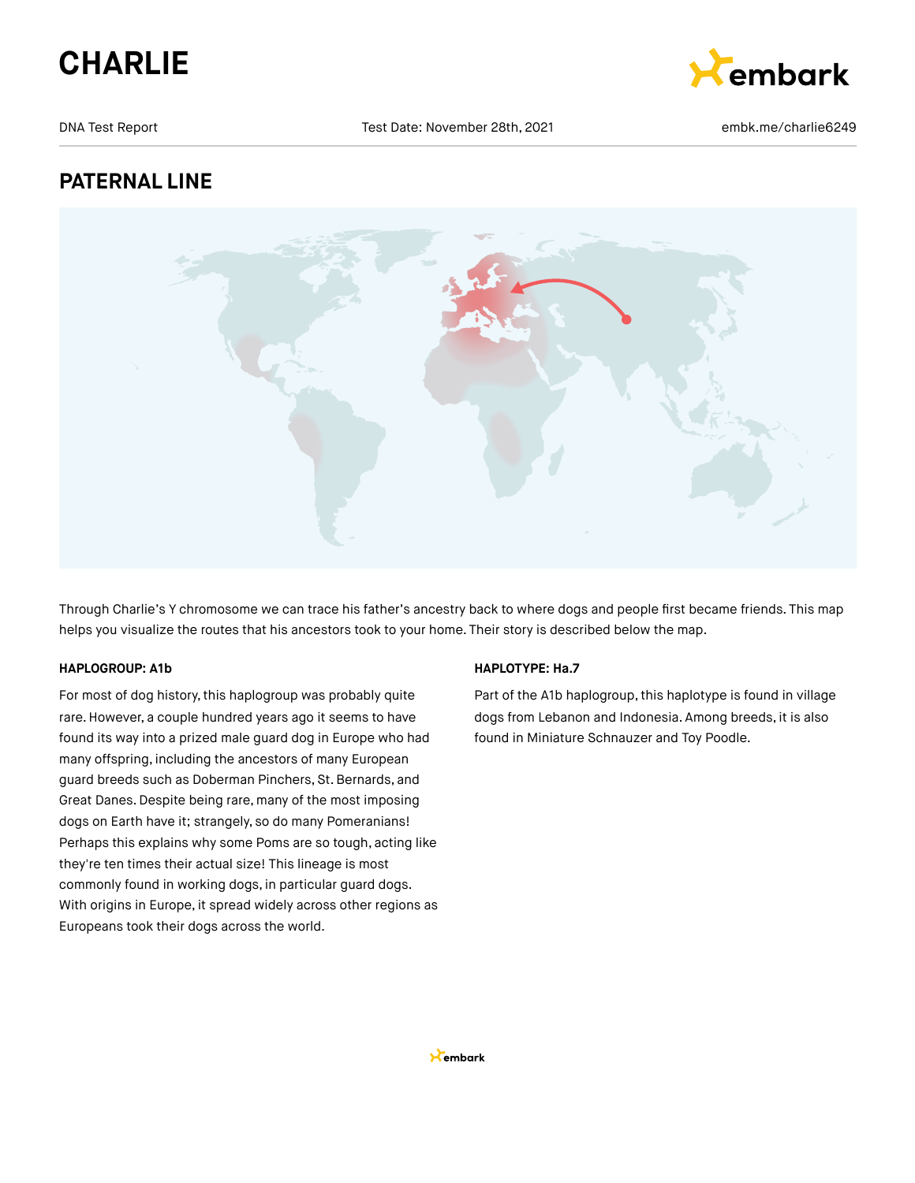# CHARLIE

DNA Test Report | Test Date: November 28th, 2021 | embk.me/charlie6249

## PATERNAL LINE

Through Charlie's Y chromosome we can trace his father's ancestry back to where dogs and people first became friends. This map helps you visualize the routes that his ancestors took to your home. Their story is described below the map.

**HAPLOGROUP: A1b**

For most of dog history, this haplogroup was probably quite rare. However, a couple hundred years ago it seems to have found its way into a prized male guard dog in Europe who had many offspring, including the ancestors of many European guard breeds such as Doberman Pinchers, St. Bernards, and Great Danes. Despite being rare, many of the most imposing dogs on Earth have it; strangely, so do many Pomeranians! Perhaps this explains why some Poms are so tough, acting like they're ten times their actual size! This lineage is most commonly found in working dogs, in particular guard dogs. With origins in Europe, it spread widely across other regions as Europeans took their dogs across the world.

**HAPLOTYPE: Ha.7**

Part of the A1b haplogroup, this haplotype is found in village dogs from Lebanon and Indonesia. Among breeds, it is also found in Miniature Schnauzer and Toy Poodle.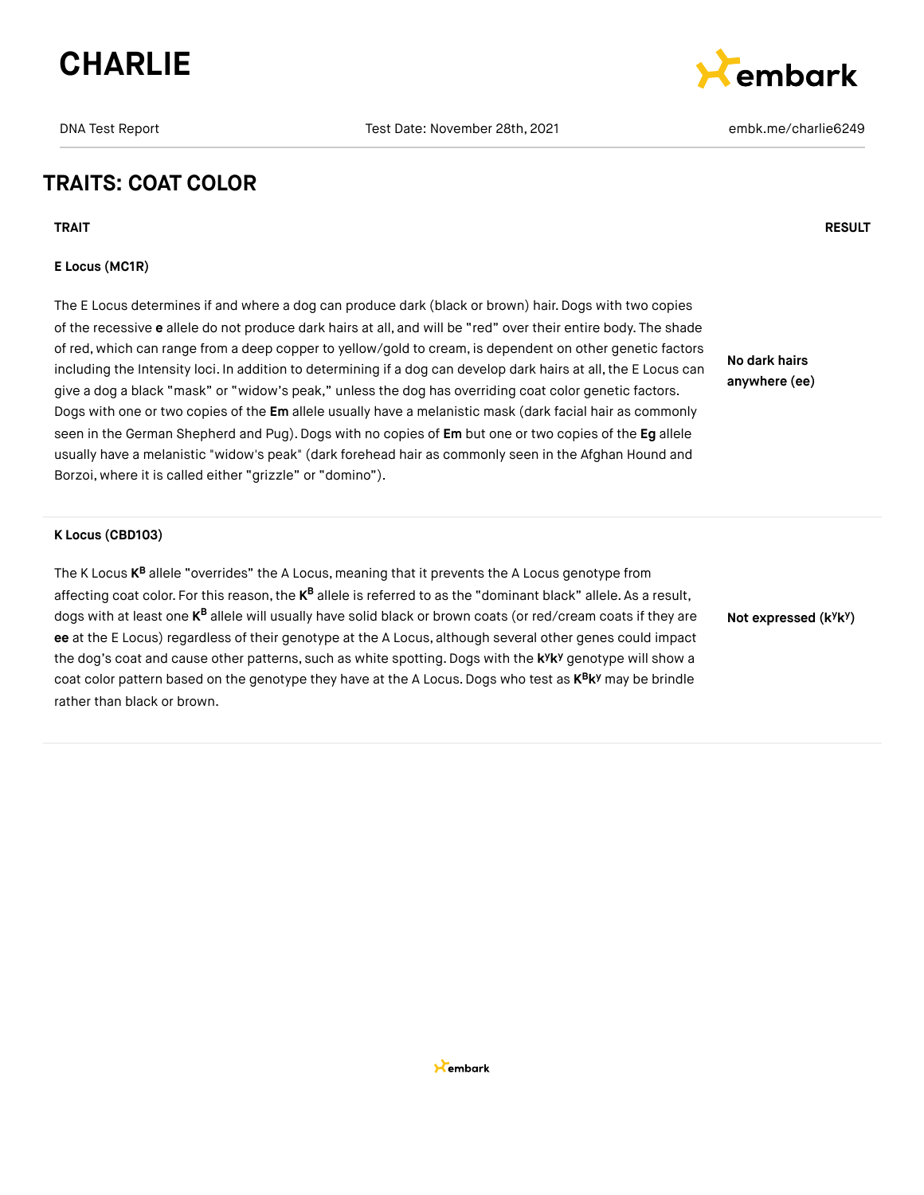# CHARLIE

DNA Test Report | Test Date: November 28th, 2021 | embk.me/charlie6249

## TRAITS: COAT COLOR

| TRAIT | RESULT |
|---|---|
| **E Locus (MC1R)**<br><br>The E Locus determines if and where a dog can produce dark (black or brown) hair. Dogs with two copies of the recessive **e** allele do not produce dark hairs at all, and will be "red" over their entire body. The shade of red, which can range from a deep copper to yellow/gold to cream, is dependent on other genetic factors including the Intensity loci. In addition to determining if a dog can develop dark hairs at all, the E Locus can give a dog a black "mask" or "widow's peak," unless the dog has overriding coat color genetic factors. Dogs with one or two copies of the **Em** allele usually have a melanistic mask (dark facial hair as commonly seen in the German Shepherd and Pug). Dogs with no copies of **Em** but one or two copies of the **Eg** allele usually have a melanistic "widow's peak" (dark forehead hair as commonly seen in the Afghan Hound and Borzoi, where it is called either "grizzle" or "domino"). | **No dark hairs anywhere (ee)** |
| **K Locus (CBD103)**<br><br>The K Locus $K^B$ allele "overrides" the A Locus, meaning that it prevents the A Locus genotype from affecting coat color. For this reason, the $K^B$ allele is referred to as the "dominant black" allele. As a result, dogs with at least one $K^B$ allele will usually have solid black or brown coats (or red/cream coats if they are **ee** at the E Locus) regardless of their genotype at the A Locus, although several other genes could impact the dog's coat and cause other patterns, such as white spotting. Dogs with the $k^yk^y$ genotype will show a coat color pattern based on the genotype they have at the A Locus. Dogs who test as $K^Bk^y$ may be brindle rather than black or brown. | **Not expressed ($k^yk^y$)** |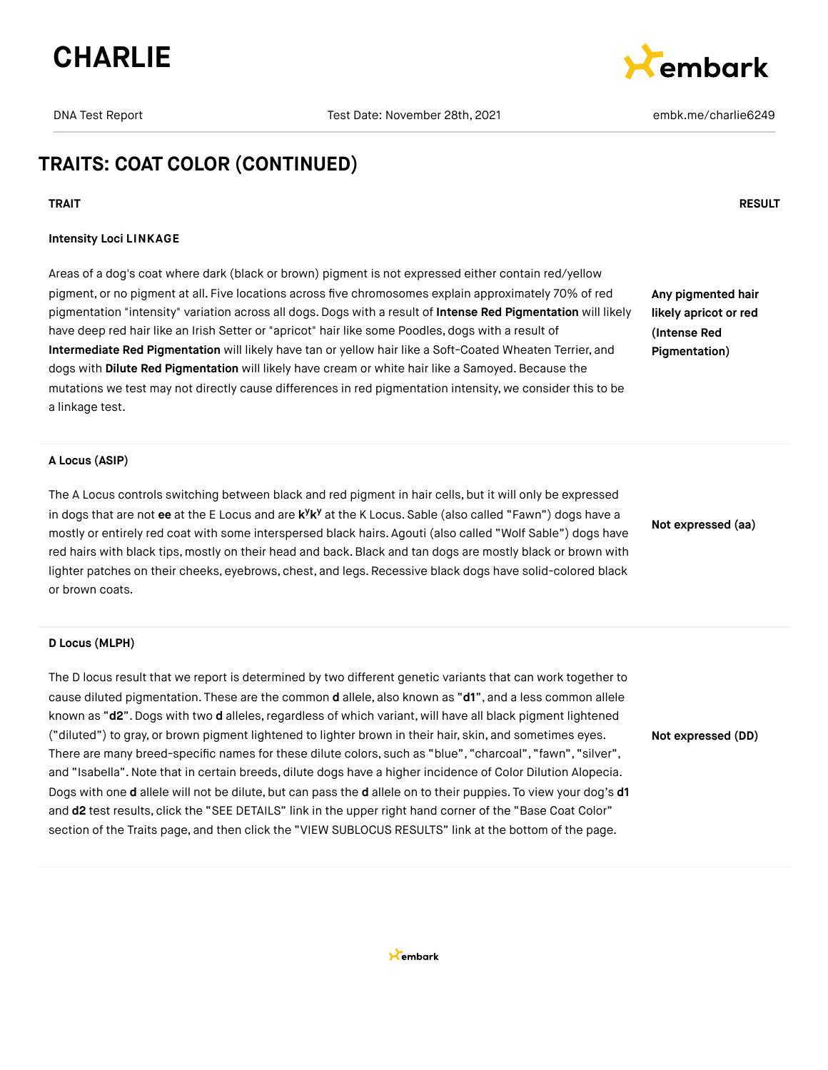# CHARLIE

DNA Test Report | Test Date: November 28th, 2021 | embk.me/charlie6249

## TRAITS: COAT COLOR (CONTINUED)

| TRAIT | RESULT |
|---|---|
| **Intensity Loci LINKAGE**<br><br>Areas of a dog's coat where dark (black or brown) pigment is not expressed either contain red/yellow pigment, or no pigment at all. Five locations across five chromosomes explain approximately 70% of red pigmentation "intensity" variation across all dogs. Dogs with a result of **Intense Red Pigmentation** will likely have deep red hair like an Irish Setter or "apricot" hair like some Poodles, dogs with a result of **Intermediate Red Pigmentation** will likely have tan or yellow hair like a Soft-Coated Wheaten Terrier, and dogs with **Dilute Red Pigmentation** will likely have cream or white hair like a Samoyed. Because the mutations we test may not directly cause differences in red pigmentation intensity, we consider this to be a linkage test. | **Any pigmented hair likely apricot or red (Intense Red Pigmentation)** |
| **A Locus (ASIP)**<br><br>The A Locus controls switching between black and red pigment in hair cells, but it will only be expressed in dogs that are not **ee** at the E Locus and are **$k^yk^y$** at the K Locus. Sable (also called "Fawn") dogs have a mostly or entirely red coat with some interspersed black hairs. Agouti (also called "Wolf Sable") dogs have red hairs with black tips, mostly on their head and back. Black and tan dogs are mostly black or brown with lighter patches on their cheeks, eyebrows, chest, and legs. Recessive black dogs have solid-colored black or brown coats. | **Not expressed (aa)** |
| **D Locus (MLPH)**<br><br>The D locus result that we report is determined by two different genetic variants that can work together to cause diluted pigmentation. These are the common **d** allele, also known as "**d1**", and a less common allele known as "**d2**". Dogs with two **d** alleles, regardless of which variant, will have all black pigment lightened ("diluted") to gray, or brown pigment lightened to lighter brown in their hair, skin, and sometimes eyes. There are many breed-specific names for these dilute colors, such as "blue", "charcoal", "fawn", "silver", and "Isabella". Note that in certain breeds, dilute dogs have a higher incidence of Color Dilution Alopecia. Dogs with one **d** allele will not be dilute, but can pass the **d** allele on to their puppies. To view your dog's **d1** and **d2** test results, click the "SEE DETAILS" link in the upper right hand corner of the "Base Coat Color" section of the Traits page, and then click the "VIEW SUBLOCUS RESULTS" link at the bottom of the page. | **Not expressed (DD)** |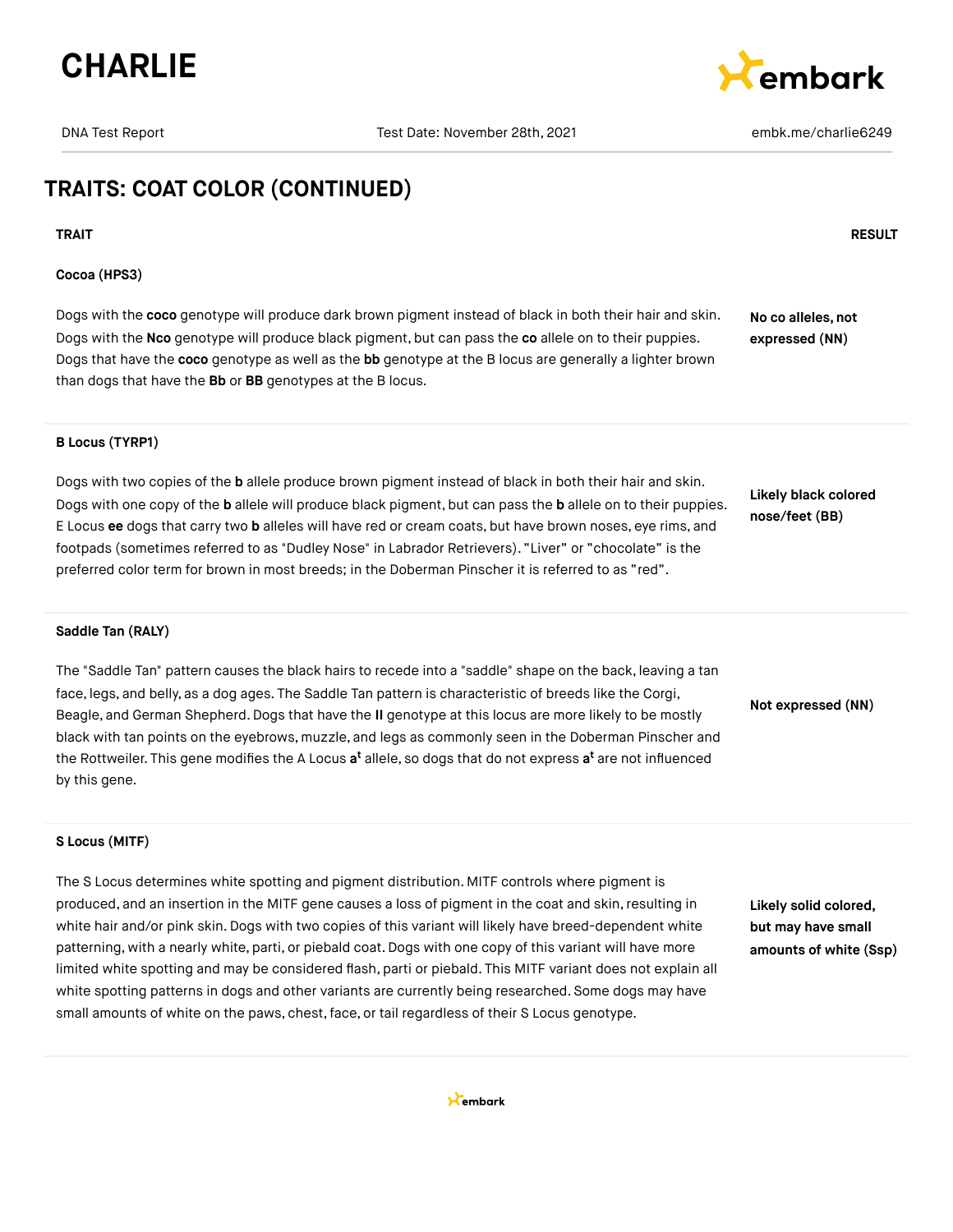# TRAITS: COAT COLOR (CONTINUED)

| TRAIT | RESULT |
|---|---|
| **Cocoa (HPS3)**<br><br>Dogs with the **coco** genotype will produce dark brown pigment instead of black in both their hair and skin. Dogs with the **Nco** genotype will produce black pigment, but can pass the **co** allele on to their puppies. Dogs that have the **coco** genotype as well as the **bb** genotype at the B locus are generally a lighter brown than dogs that have the **Bb** or **BB** genotypes at the B locus. | **No co alleles, not expressed (NN)** |
| **B Locus (TYRP1)**<br><br>Dogs with two copies of the **b** allele produce brown pigment instead of black in both their hair and skin. Dogs with one copy of the **b** allele will produce black pigment, but can pass the **b** allele on to their puppies. E Locus **ee** dogs that carry two **b** alleles will have red or cream coats, but have brown noses, eye rims, and footpads (sometimes referred to as "Dudley Nose" in Labrador Retrievers). "Liver" or "chocolate" is the preferred color term for brown in most breeds; in the Doberman Pinscher it is referred to as "red". | **Likely black colored nose/feet (BB)** |
| **Saddle Tan (RALY)**<br><br>The "Saddle Tan" pattern causes the black hairs to recede into a "saddle" shape on the back, leaving a tan face, legs, and belly, as a dog ages. The Saddle Tan pattern is characteristic of breeds like the Corgi, Beagle, and German Shepherd. Dogs that have the **II** genotype at this locus are more likely to be mostly black with tan points on the eyebrows, muzzle, and legs as commonly seen in the Doberman Pinscher and the Rottweiler. This gene modifies the A Locus **a$^t$** allele, so dogs that do not express **a$^t$** are not influenced by this gene. | **Not expressed (NN)** |
| **S Locus (MITF)**<br><br>The S Locus determines white spotting and pigment distribution. MITF controls where pigment is produced, and an insertion in the MITF gene causes a loss of pigment in the coat and skin, resulting in white hair and/or pink skin. Dogs with two copies of this variant will likely have breed-dependent white patterning, with a nearly white, parti, or piebald coat. Dogs with one copy of this variant will have more limited white spotting and may be considered flash, parti or piebald. This MITF variant does not explain all white spotting patterns in dogs and other variants are currently being researched. Some dogs may have small amounts of white on the paws, chest, face, or tail regardless of their S Locus genotype. | **Likely solid colored, but may have small amounts of white (Ssp)** |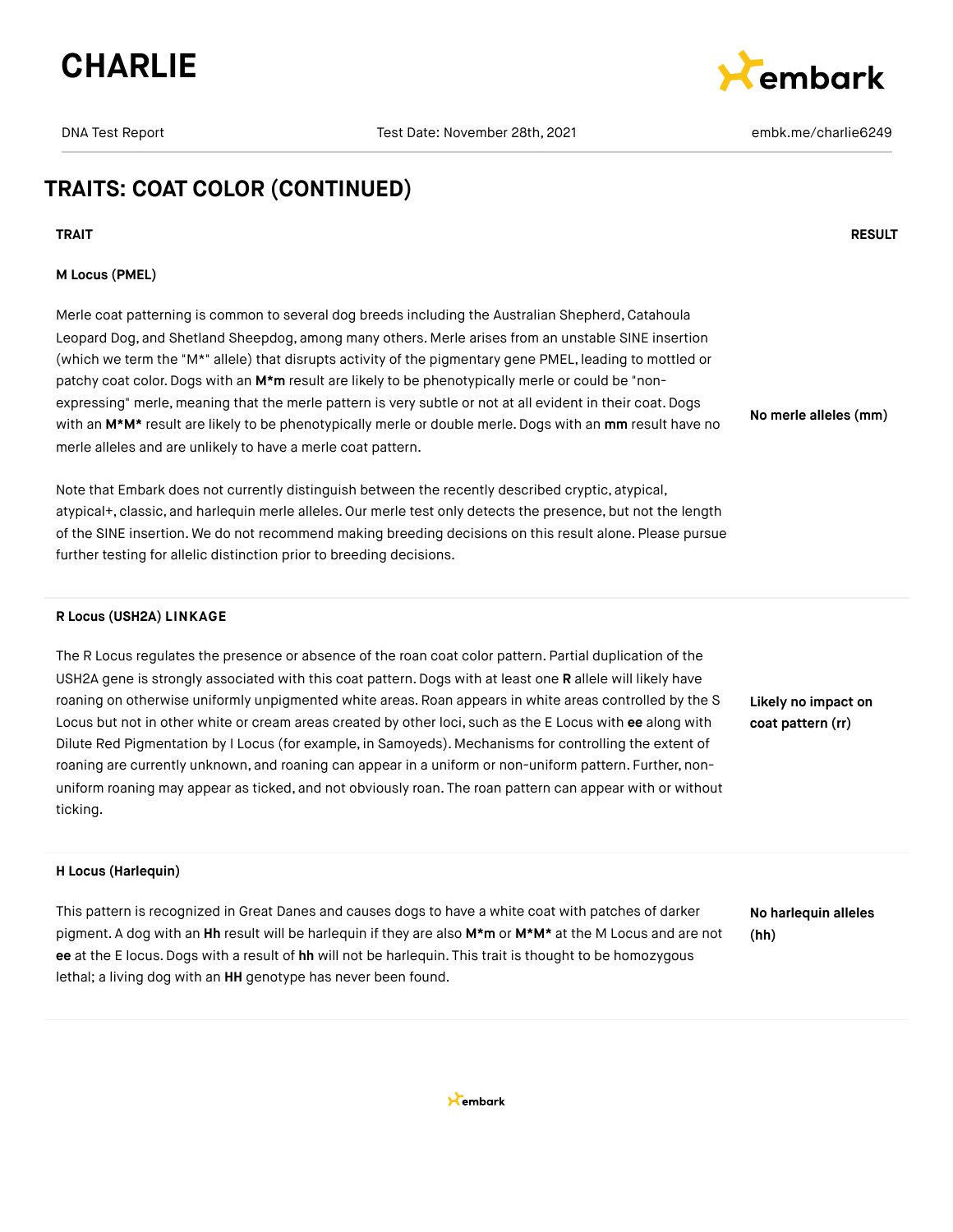## TRAITS: COAT COLOR (CONTINUED)

| TRAIT | RESULT |
| --- | --- |
| **M Locus (PMEL)**<br><br>Merle coat patterning is common to several dog breeds including the Australian Shepherd, Catahoula Leopard Dog, and Shetland Sheepdog, among many others. Merle arises from an unstable SINE insertion (which we term the "M*" allele) that disrupts activity of the pigmentary gene PMEL, leading to mottled or patchy coat color. Dogs with an **M*m** result are likely to be phenotypically merle or could be "non-expressing" merle, meaning that the merle pattern is very subtle or not at all evident in their coat. Dogs with an **M*M*** result are likely to be phenotypically merle or double merle. Dogs with an **mm** result have no merle alleles and are unlikely to have a merle coat pattern.<br><br>Note that Embark does not currently distinguish between the recently described cryptic, atypical, atypical+, classic, and harlequin merle alleles. Our merle test only detects the presence, but not the length of the SINE insertion. We do not recommend making breeding decisions on this result alone. Please pursue further testing for allelic distinction prior to breeding decisions. | **No merle alleles (mm)** |
| **R Locus (USH2A) LINKAGE**<br><br>The R Locus regulates the presence or absence of the roan coat color pattern. Partial duplication of the USH2A gene is strongly associated with this coat pattern. Dogs with at least one **R** allele will likely have roaning on otherwise uniformly unpigmented white areas. Roan appears in white areas controlled by the S Locus but not in other white or cream areas created by other loci, such as the E Locus with **ee** along with Dilute Red Pigmentation by I Locus (for example, in Samoyeds). Mechanisms for controlling the extent of roaning are currently unknown, and roaning can appear in a uniform or non-uniform pattern. Further, non-uniform roaning may appear as ticked, and not obviously roan. The roan pattern can appear with or without ticking. | **Likely no impact on coat pattern (rr)** |
| **H Locus (Harlequin)**<br><br>This pattern is recognized in Great Danes and causes dogs to have a white coat with patches of darker pigment. A dog with an **Hh** result will be harlequin if they are also **M*m** or **M*M*** at the M Locus and are not **ee** at the E locus. Dogs with a result of **hh** will not be harlequin. This trait is thought to be homozygous lethal; a living dog with an **HH** genotype has never been found. | **No harlequin alleles (hh)** |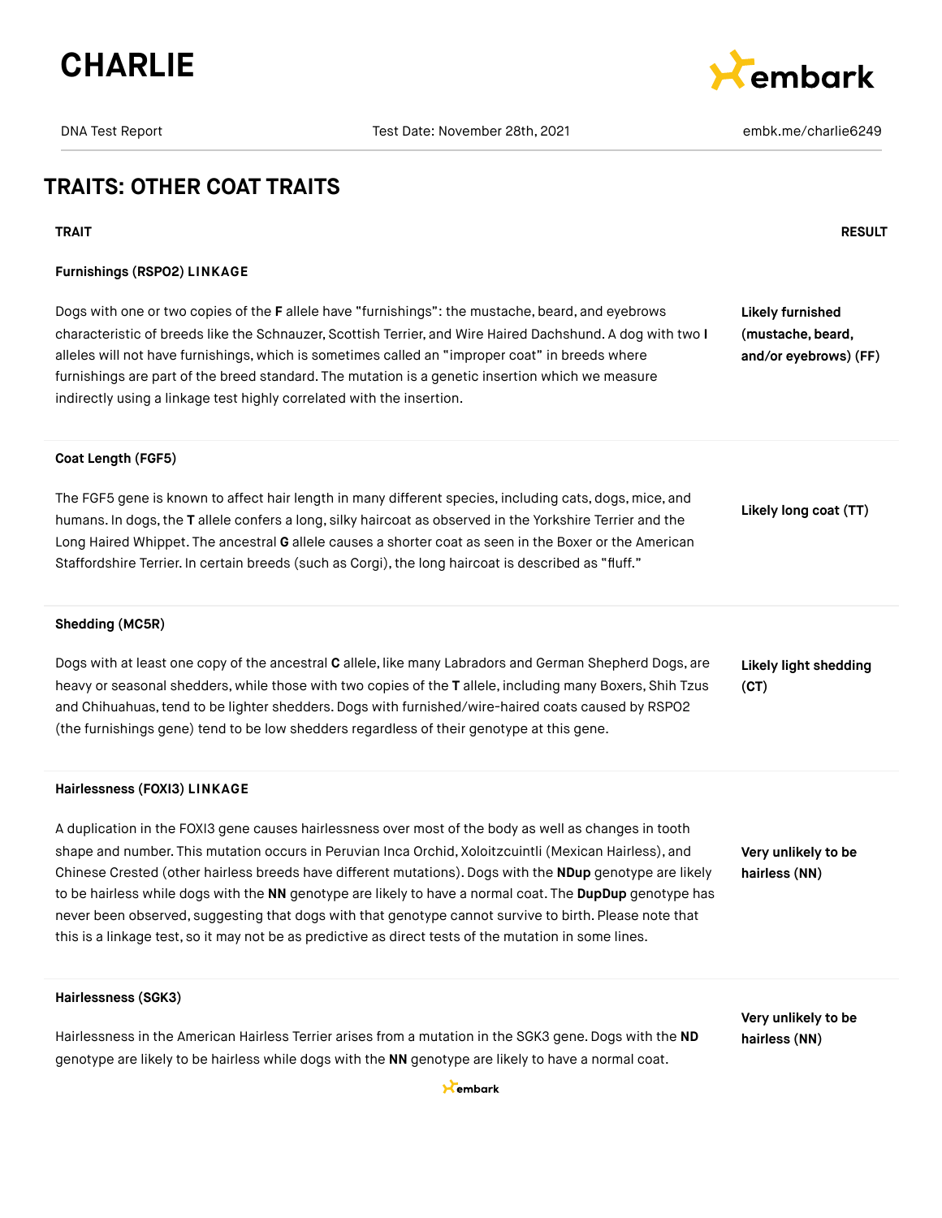# TRAITS: OTHER COAT TRAITS

| TRAIT | RESULT |
|---|---|
| **Furnishings (RSPO2) LINKAGE**<br><br>Dogs with one or two copies of the **F** allele have "furnishings": the mustache, beard, and eyebrows characteristic of breeds like the Schnauzer, Scottish Terrier, and Wire Haired Dachshund. A dog with two **I** alleles will not have furnishings, which is sometimes called an "improper coat" in breeds where furnishings are part of the breed standard. The mutation is a genetic insertion which we measure indirectly using a linkage test highly correlated with the insertion. | **Likely furnished (mustache, beard, and/or eyebrows) (FF)** |
| **Coat Length (FGF5)**<br><br>The FGF5 gene is known to affect hair length in many different species, including cats, dogs, mice, and humans. In dogs, the **T** allele confers a long, silky haircoat as observed in the Yorkshire Terrier and the Long Haired Whippet. The ancestral **G** allele causes a shorter coat as seen in the Boxer or the American Staffordshire Terrier. In certain breeds (such as Corgi), the long haircoat is described as "fluff." | **Likely long coat (TT)** |
| **Shedding (MC5R)**<br><br>Dogs with at least one copy of the ancestral **C** allele, like many Labradors and German Shepherd Dogs, are heavy or seasonal shedders, while those with two copies of the **T** allele, including many Boxers, Shih Tzus and Chihuahuas, tend to be lighter shedders. Dogs with furnished/wire-haired coats caused by RSPO2 (the furnishings gene) tend to be low shedders regardless of their genotype at this gene. | **Likely light shedding (CT)** |
| **Hairlessness (FOXI3) LINKAGE**<br><br>A duplication in the FOXI3 gene causes hairlessness over most of the body as well as changes in tooth shape and number. This mutation occurs in Peruvian Inca Orchid, Xoloitzcuintli (Mexican Hairless), and Chinese Crested (other hairless breeds have different mutations). Dogs with the **NDup** genotype are likely to be hairless while dogs with the **NN** genotype are likely to have a normal coat. The **DupDup** genotype has never been observed, suggesting that dogs with that genotype cannot survive to birth. Please note that this is a linkage test, so it may not be as predictive as direct tests of the mutation in some lines. | **Very unlikely to be hairless (NN)** |
| **Hairlessness (SGK3)**<br><br>Hairlessness in the American Hairless Terrier arises from a mutation in the SGK3 gene. Dogs with the **ND** genotype are likely to be hairless while dogs with the **NN** genotype are likely to have a normal coat. | **Very unlikely to be hairless (NN)** |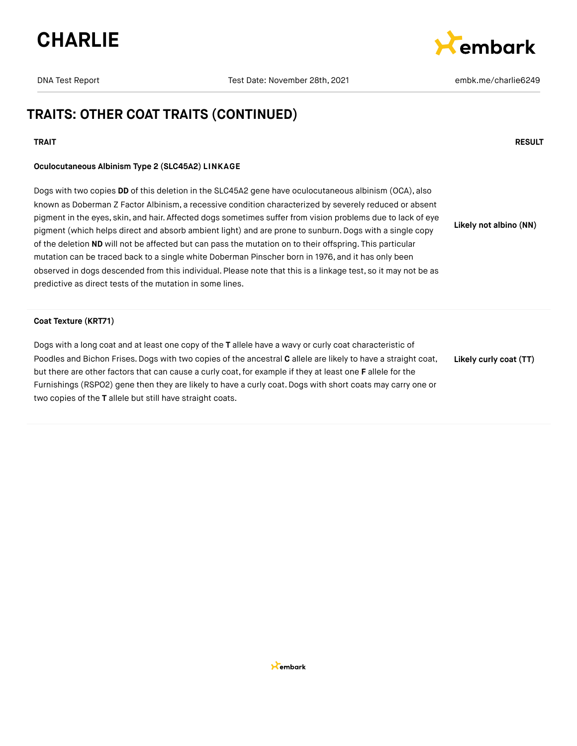# CHARLIE

DNA Test Report | Test Date: November 28th, 2021 | embk.me/charlie6249

## TRAITS: OTHER COAT TRAITS (CONTINUED)

| TRAIT | RESULT |
|---|---|
| **Oculocutaneous Albinism Type 2 (SLC45A2) LINKAGE**<br><br>Dogs with two copies **DD** of this deletion in the SLC45A2 gene have oculocutaneous albinism (OCA), also known as Doberman Z Factor Albinism, a recessive condition characterized by severely reduced or absent pigment in the eyes, skin, and hair. Affected dogs sometimes suffer from vision problems due to lack of eye pigment (which helps direct and absorb ambient light) and are prone to sunburn. Dogs with a single copy of the deletion **ND** will not be affected but can pass the mutation on to their offspring. This particular mutation can be traced back to a single white Doberman Pinscher born in 1976, and it has only been observed in dogs descended from this individual. Please note that this is a linkage test, so it may not be as predictive as direct tests of the mutation in some lines. | **Likely not albino (NN)** |
| **Coat Texture (KRT71)**<br><br>Dogs with a long coat and at least one copy of the **T** allele have a wavy or curly coat characteristic of Poodles and Bichon Frises. Dogs with two copies of the ancestral **C** allele are likely to have a straight coat, but there are other factors that can cause a curly coat, for example if they at least one **F** allele for the Furnishings (RSPO2) gene then they are likely to have a curly coat. Dogs with short coats may carry one or two copies of the **T** allele but still have straight coats. | **Likely curly coat (TT)** |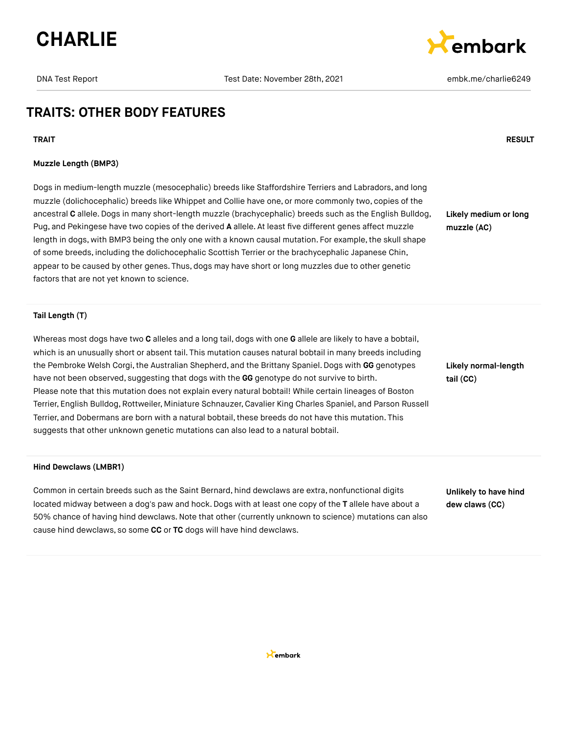# CHARLIE

DNA Test Report | Test Date: November 28th, 2021 | embk.me/charlie6249

## TRAITS: OTHER BODY FEATURES

| TRAIT | RESULT |
|---|---|
| **Muzzle Length (BMP3)**<br><br>Dogs in medium-length muzzle (mesocephalic) breeds like Staffordshire Terriers and Labradors, and long muzzle (dolichocephalic) breeds like Whippet and Collie have one, or more commonly two, copies of the ancestral **C** allele. Dogs in many short-length muzzle (brachycephalic) breeds such as the English Bulldog, Pug, and Pekingese have two copies of the derived **A** allele. At least five different genes affect muzzle length in dogs, with BMP3 being the only one with a known causal mutation. For example, the skull shape of some breeds, including the dolichocephalic Scottish Terrier or the brachycephalic Japanese Chin, appear to be caused by other genes. Thus, dogs may have short or long muzzles due to other genetic factors that are not yet known to science. | **Likely medium or long muzzle (AC)** |
| **Tail Length (T)**<br><br>Whereas most dogs have two **C** alleles and a long tail, dogs with one **G** allele are likely to have a bobtail, which is an unusually short or absent tail. This mutation causes natural bobtail in many breeds including the Pembroke Welsh Corgi, the Australian Shepherd, and the Brittany Spaniel. Dogs with **GG** genotypes have not been observed, suggesting that dogs with the **GG** genotype do not survive to birth. Please note that this mutation does not explain every natural bobtail! While certain lineages of Boston Terrier, English Bulldog, Rottweiler, Miniature Schnauzer, Cavalier King Charles Spaniel, and Parson Russell Terrier, and Dobermans are born with a natural bobtail, these breeds do not have this mutation. This suggests that other unknown genetic mutations can also lead to a natural bobtail. | **Likely normal-length tail (CC)** |
| **Hind Dewclaws (LMBR1)**<br><br>Common in certain breeds such as the Saint Bernard, hind dewclaws are extra, nonfunctional digits located midway between a dog's paw and hock. Dogs with at least one copy of the **T** allele have about a 50% chance of having hind dewclaws. Note that other (currently unknown to science) mutations can also cause hind dewclaws, so some **CC** or **TC** dogs will have hind dewclaws. | **Unlikely to have hind dew claws (CC)** |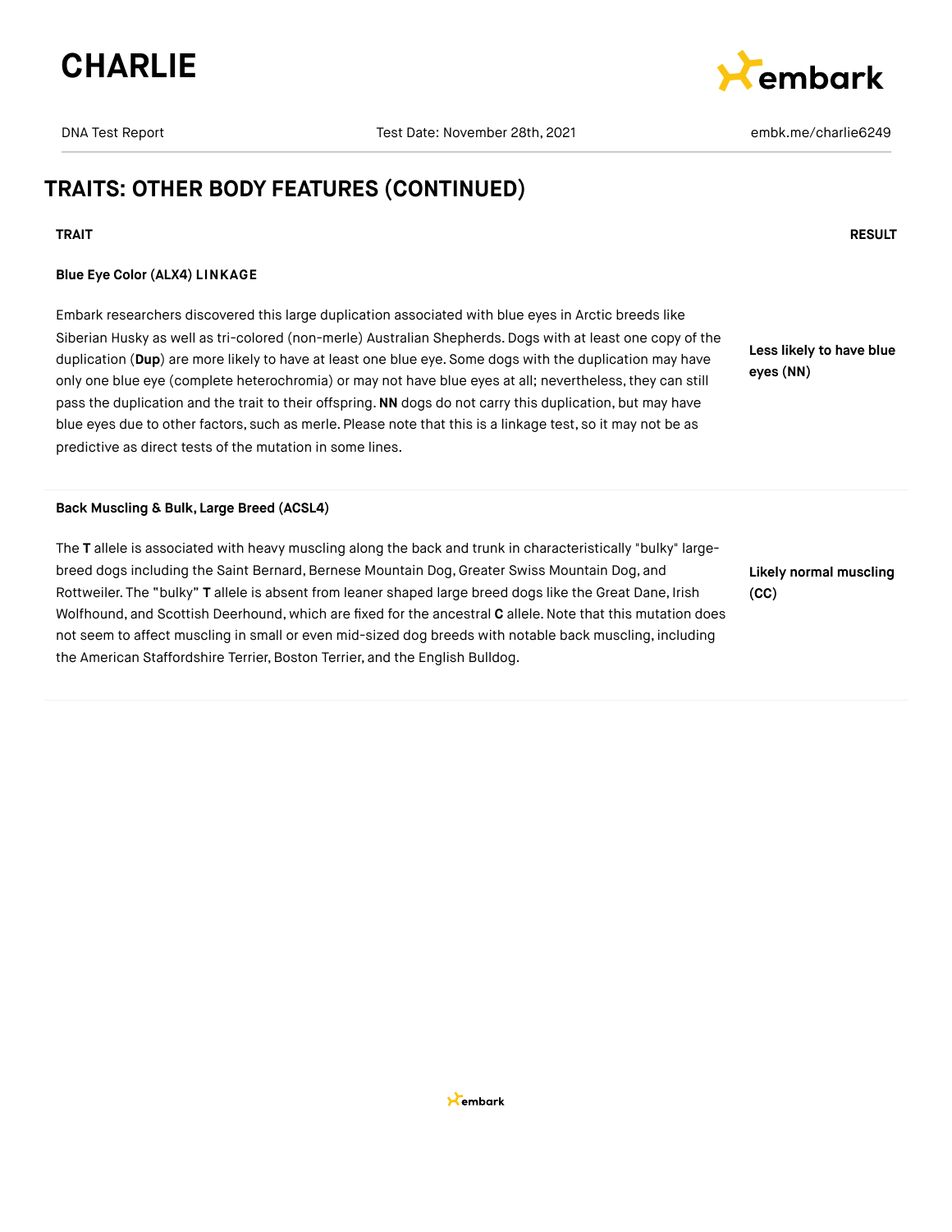## TRAITS: OTHER BODY FEATURES (CONTINUED)

| TRAIT | RESULT |
|---|---|
| **Blue Eye Color (ALX4) LINKAGE**<br><br>Embark researchers discovered this large duplication associated with blue eyes in Arctic breeds like Siberian Husky as well as tri-colored (non-merle) Australian Shepherds. Dogs with at least one copy of the duplication (**Dup**) are more likely to have at least one blue eye. Some dogs with the duplication may have only one blue eye (complete heterochromia) or may not have blue eyes at all; nevertheless, they can still pass the duplication and the trait to their offspring. **NN** dogs do not carry this duplication, but may have blue eyes due to other factors, such as merle. Please note that this is a linkage test, so it may not be as predictive as direct tests of the mutation in some lines. | **Less likely to have blue eyes (NN)** |
| **Back Muscling & Bulk, Large Breed (ACSL4)**<br><br>The **T** allele is associated with heavy muscling along the back and trunk in characteristically "bulky" large-breed dogs including the Saint Bernard, Bernese Mountain Dog, Greater Swiss Mountain Dog, and Rottweiler. The "bulky" **T** allele is absent from leaner shaped large breed dogs like the Great Dane, Irish Wolfhound, and Scottish Deerhound, which are fixed for the ancestral **C** allele. Note that this mutation does not seem to affect muscling in small or even mid-sized dog breeds with notable back muscling, including the American Staffordshire Terrier, Boston Terrier, and the English Bulldog. | **Likely normal muscling (CC)** |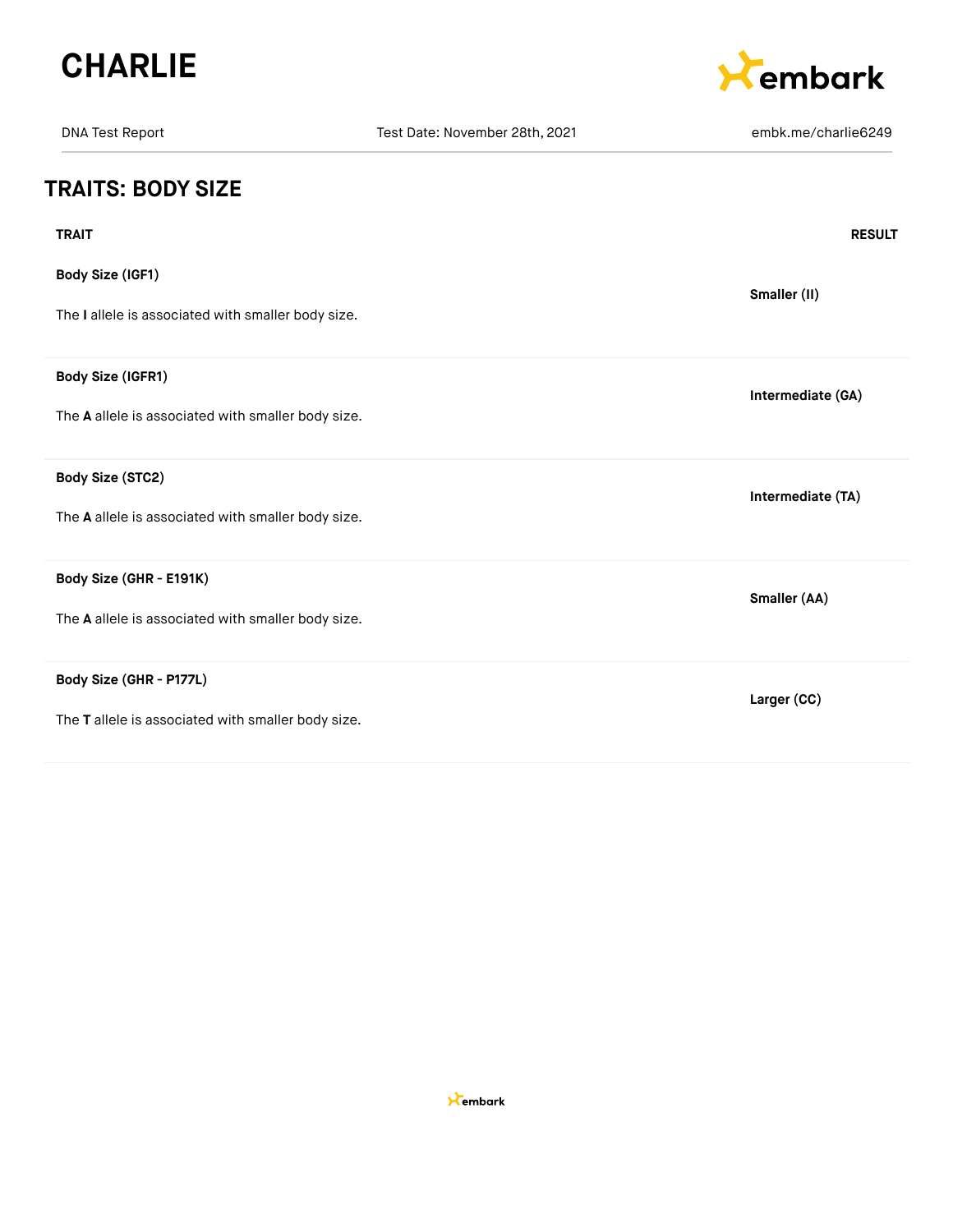# CHARLIE

DNA Test Report | Test Date: November 28th, 2021 | embk.me/charlie6249

## TRAITS: BODY SIZE

| TRAIT | RESULT |
| --- | --- |
| **Body Size (IGF1)**<br>The **I** allele is associated with smaller body size. | **Smaller (II)** |
| **Body Size (IGFR1)**<br>The **A** allele is associated with smaller body size. | **Intermediate (GA)** |
| **Body Size (STC2)**<br>The **A** allele is associated with smaller body size. | **Intermediate (TA)** |
| **Body Size (GHR - E191K)**<br>The **A** allele is associated with smaller body size. | **Smaller (AA)** |
| **Body Size (GHR - P177L)**<br>The **T** allele is associated with smaller body size. | **Larger (CC)** |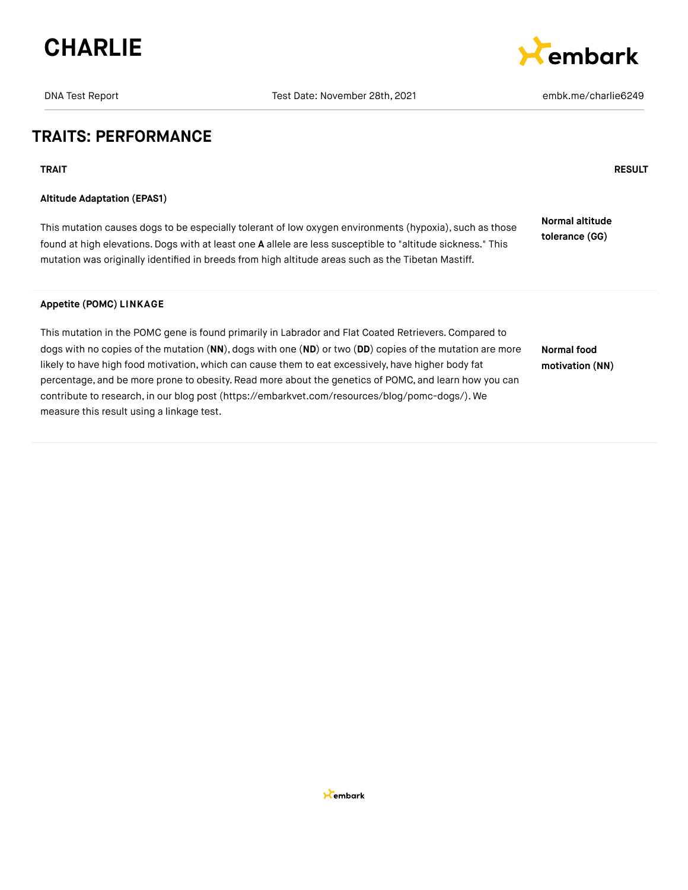# CHARLIE

DNA Test Report | Test Date: November 28th, 2021 | embk.me/charlie6249

## TRAITS: PERFORMANCE

| TRAIT | RESULT |
|---|---|
| **Altitude Adaptation (EPAS1)**<br><br>This mutation causes dogs to be especially tolerant of low oxygen environments (hypoxia), such as those found at high elevations. Dogs with at least one **A** allele are less susceptible to "altitude sickness." This mutation was originally identified in breeds from high altitude areas such as the Tibetan Mastiff. | **Normal altitude tolerance (GG)** |
| **Appetite (POMC) LINKAGE**<br><br>This mutation in the POMC gene is found primarily in Labrador and Flat Coated Retrievers. Compared to dogs with no copies of the mutation (**NN**), dogs with one (**ND**) or two (**DD**) copies of the mutation are more likely to have high food motivation, which can cause them to eat excessively, have higher body fat percentage, and be more prone to obesity. Read more about the genetics of POMC, and learn how you can contribute to research, in our blog post (https://embarkvet.com/resources/blog/pomc-dogs/). We measure this result using a linkage test. | **Normal food motivation (NN)** |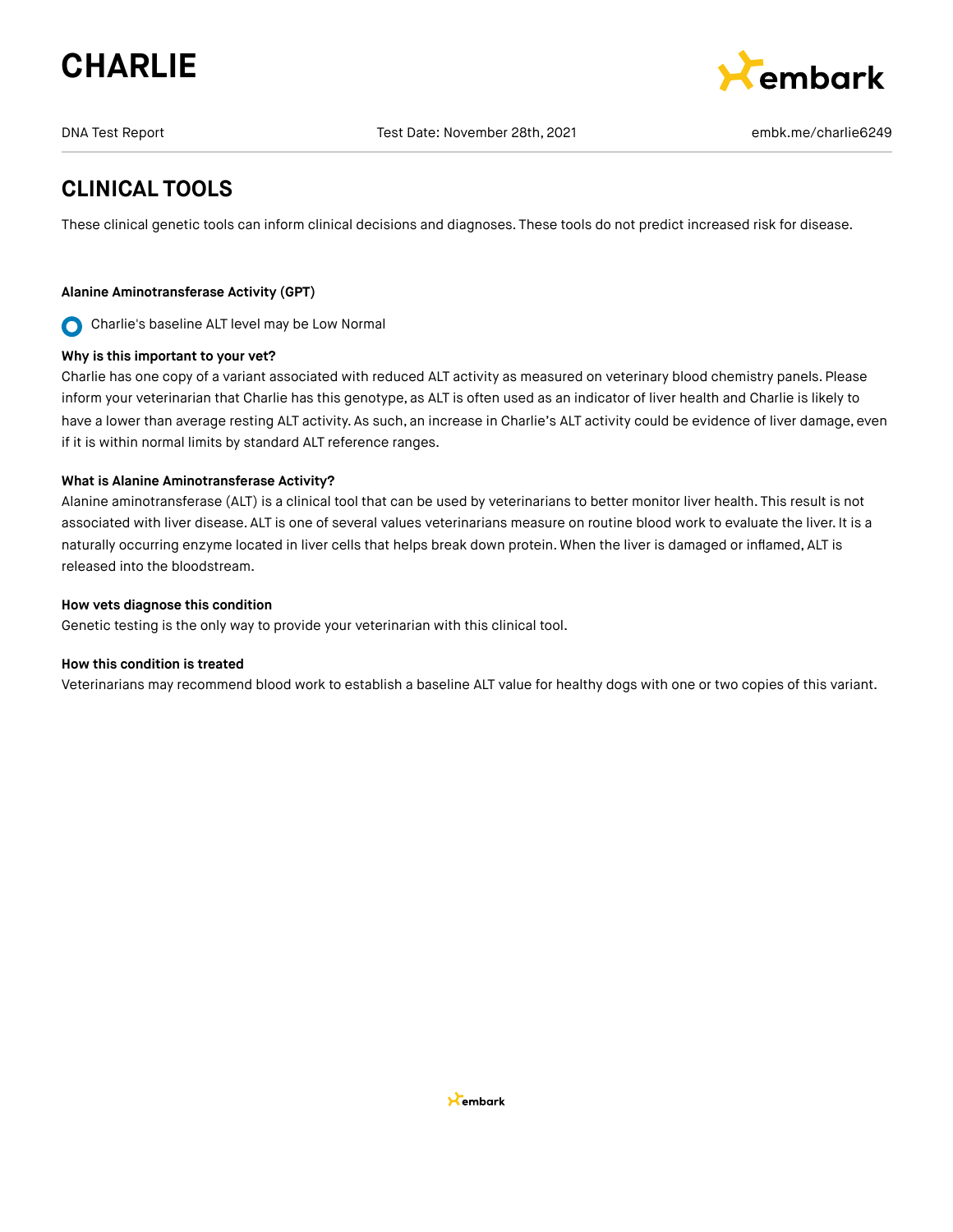# CHARLIE

DNA Test Report | Test Date: November 28th, 2021 | embk.me/charlie6249

## CLINICAL TOOLS

These clinical genetic tools can inform clinical decisions and diagnoses. These tools do not predict increased risk for disease.

### Alanine Aminotransferase Activity (GPT)

Charlie's baseline ALT level may be Low Normal

**Why is this important to your vet?**

Charlie has one copy of a variant associated with reduced ALT activity as measured on veterinary blood chemistry panels. Please inform your veterinarian that Charlie has this genotype, as ALT is often used as an indicator of liver health and Charlie is likely to have a lower than average resting ALT activity. As such, an increase in Charlie's ALT activity could be evidence of liver damage, even if it is within normal limits by standard ALT reference ranges.

**What is Alanine Aminotransferase Activity?**

Alanine aminotransferase (ALT) is a clinical tool that can be used by veterinarians to better monitor liver health. This result is not associated with liver disease. ALT is one of several values veterinarians measure on routine blood work to evaluate the liver. It is a naturally occurring enzyme located in liver cells that helps break down protein. When the liver is damaged or inflamed, ALT is released into the bloodstream.

**How vets diagnose this condition**

Genetic testing is the only way to provide your veterinarian with this clinical tool.

**How this condition is treated**

Veterinarians may recommend blood work to establish a baseline ALT value for healthy dogs with one or two copies of this variant.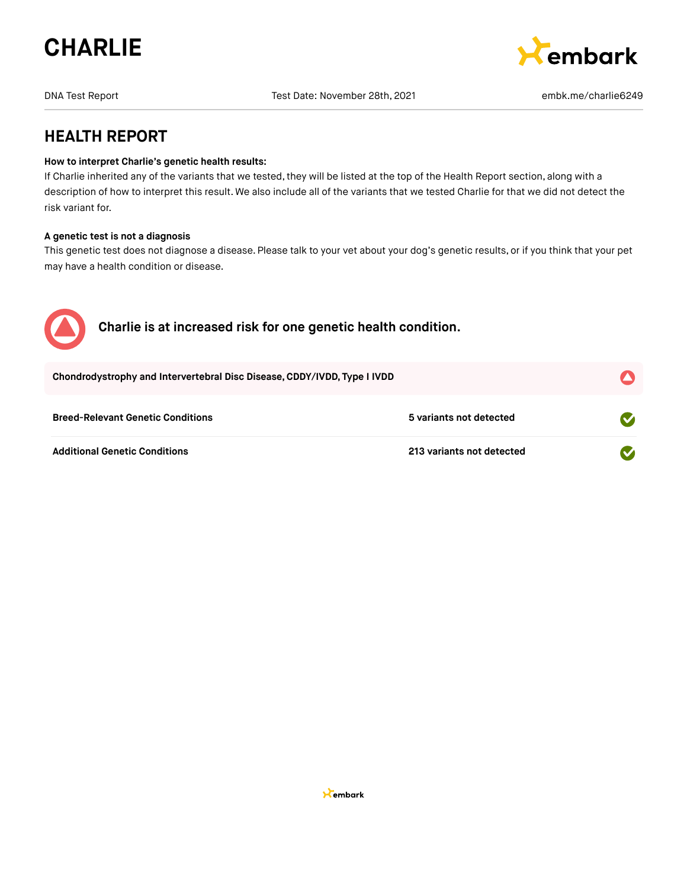# CHARLIE

DNA Test Report | Test Date: November 28th, 2021 | embk.me/charlie6249

## HEALTH REPORT

**How to interpret Charlie's genetic health results:**
If Charlie inherited any of the variants that we tested, they will be listed at the top of the Health Report section, along with a description of how to interpret this result. We also include all of the variants that we tested Charlie for that we did not detect the risk variant for.

**A genetic test is not a diagnosis**
This genetic test does not diagnose a disease. Please talk to your vet about your dog's genetic results, or if you think that your pet may have a health condition or disease.

### Charlie is at increased risk for one genetic health condition.

**Chondrodystrophy and Intervertebral Disc Disease, CDDY/IVDD, Type I IVDD**

| | |
|---|---|
| **Breed-Relevant Genetic Conditions** | **5 variants not detected** |
| **Additional Genetic Conditions** | **213 variants not detected** |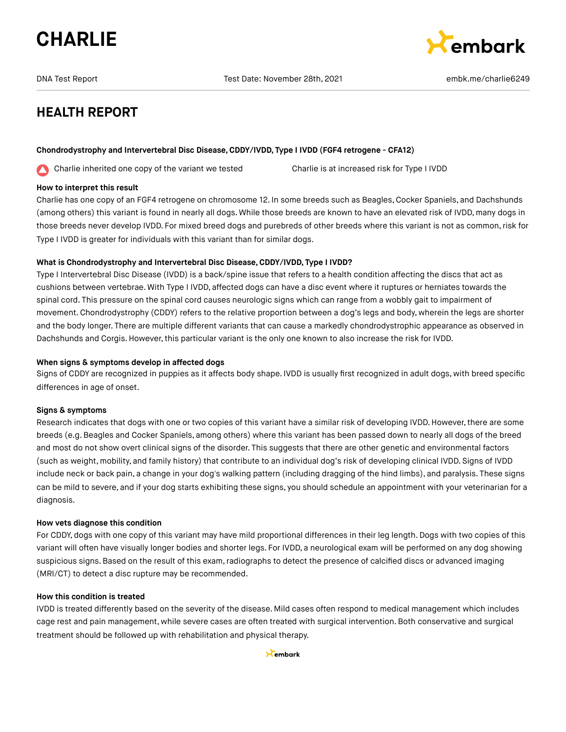# HEALTH REPORT

**Chondrodystrophy and Intervertebral Disc Disease, CDDY/IVDD, Type I IVDD (FGF4 retrogene - CFA12)**

Charlie inherited one copy of the variant we tested — Charlie is at increased risk for Type I IVDD

**How to interpret this result**

Charlie has one copy of an FGF4 retrogene on chromosome 12. In some breeds such as Beagles, Cocker Spaniels, and Dachshunds (among others) this variant is found in nearly all dogs. While those breeds are known to have an elevated risk of IVDD, many dogs in those breeds never develop IVDD. For mixed breed dogs and purebreds of other breeds where this variant is not as common, risk for Type I IVDD is greater for individuals with this variant than for similar dogs.

**What is Chondrodystrophy and Intervertebral Disc Disease, CDDY/IVDD, Type I IVDD?**

Type I Intervertebral Disc Disease (IVDD) is a back/spine issue that refers to a health condition affecting the discs that act as cushions between vertebrae. With Type I IVDD, affected dogs can have a disc event where it ruptures or herniates towards the spinal cord. This pressure on the spinal cord causes neurologic signs which can range from a wobbly gait to impairment of movement. Chondrodystrophy (CDDY) refers to the relative proportion between a dog's legs and body, wherein the legs are shorter and the body longer. There are multiple different variants that can cause a markedly chondrodystrophic appearance as observed in Dachshunds and Corgis. However, this particular variant is the only one known to also increase the risk for IVDD.

**When signs & symptoms develop in affected dogs**

Signs of CDDY are recognized in puppies as it affects body shape. IVDD is usually first recognized in adult dogs, with breed specific differences in age of onset.

**Signs & symptoms**

Research indicates that dogs with one or two copies of this variant have a similar risk of developing IVDD. However, there are some breeds (e.g. Beagles and Cocker Spaniels, among others) where this variant has been passed down to nearly all dogs of the breed and most do not show overt clinical signs of the disorder. This suggests that there are other genetic and environmental factors (such as weight, mobility, and family history) that contribute to an individual dog's risk of developing clinical IVDD. Signs of IVDD include neck or back pain, a change in your dog's walking pattern (including dragging of the hind limbs), and paralysis. These signs can be mild to severe, and if your dog starts exhibiting these signs, you should schedule an appointment with your veterinarian for a diagnosis.

**How vets diagnose this condition**

For CDDY, dogs with one copy of this variant may have mild proportional differences in their leg length. Dogs with two copies of this variant will often have visually longer bodies and shorter legs. For IVDD, a neurological exam will be performed on any dog showing suspicious signs. Based on the result of this exam, radiographs to detect the presence of calcified discs or advanced imaging (MRI/CT) to detect a disc rupture may be recommended.

**How this condition is treated**

IVDD is treated differently based on the severity of the disease. Mild cases often respond to medical management which includes cage rest and pain management, while severe cases are often treated with surgical intervention. Both conservative and surgical treatment should be followed up with rehabilitation and physical therapy.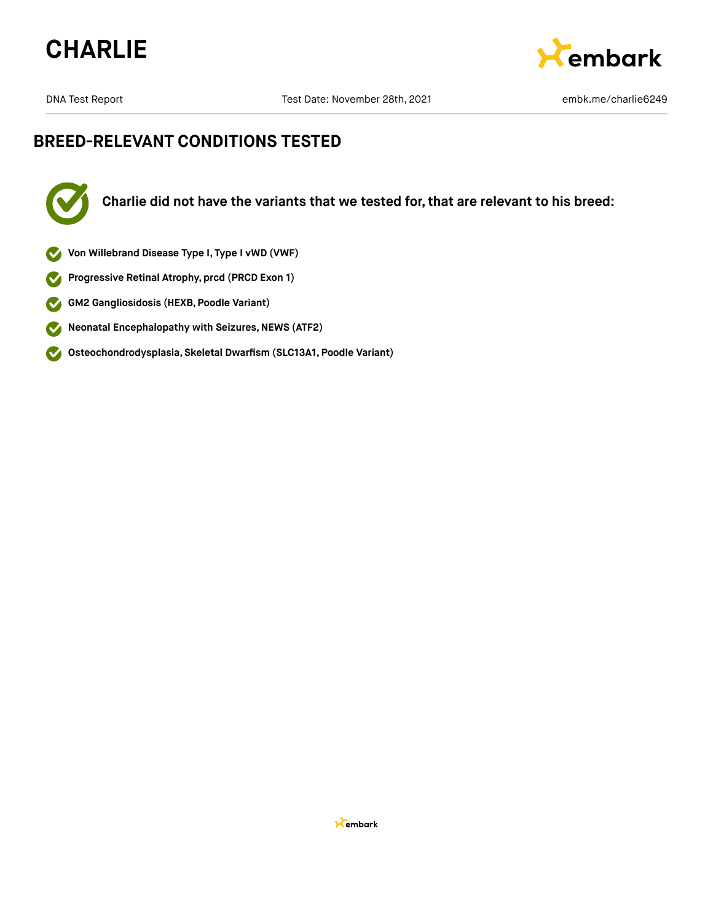# CHARLIE

DNA Test Report | Test Date: November 28th, 2021 | embk.me/charlie6249

## BREED-RELEVANT CONDITIONS TESTED

**Charlie did not have the variants that we tested for, that are relevant to his breed:**

- **Von Willebrand Disease Type I, Type I vWD (VWF)**
- **Progressive Retinal Atrophy, prcd (PRCD Exon 1)**
- **GM2 Gangliosidosis (HEXB, Poodle Variant)**
- **Neonatal Encephalopathy with Seizures, NEWS (ATF2)**
- **Osteochondrodysplasia, Skeletal Dwarfism (SLC13A1, Poodle Variant)**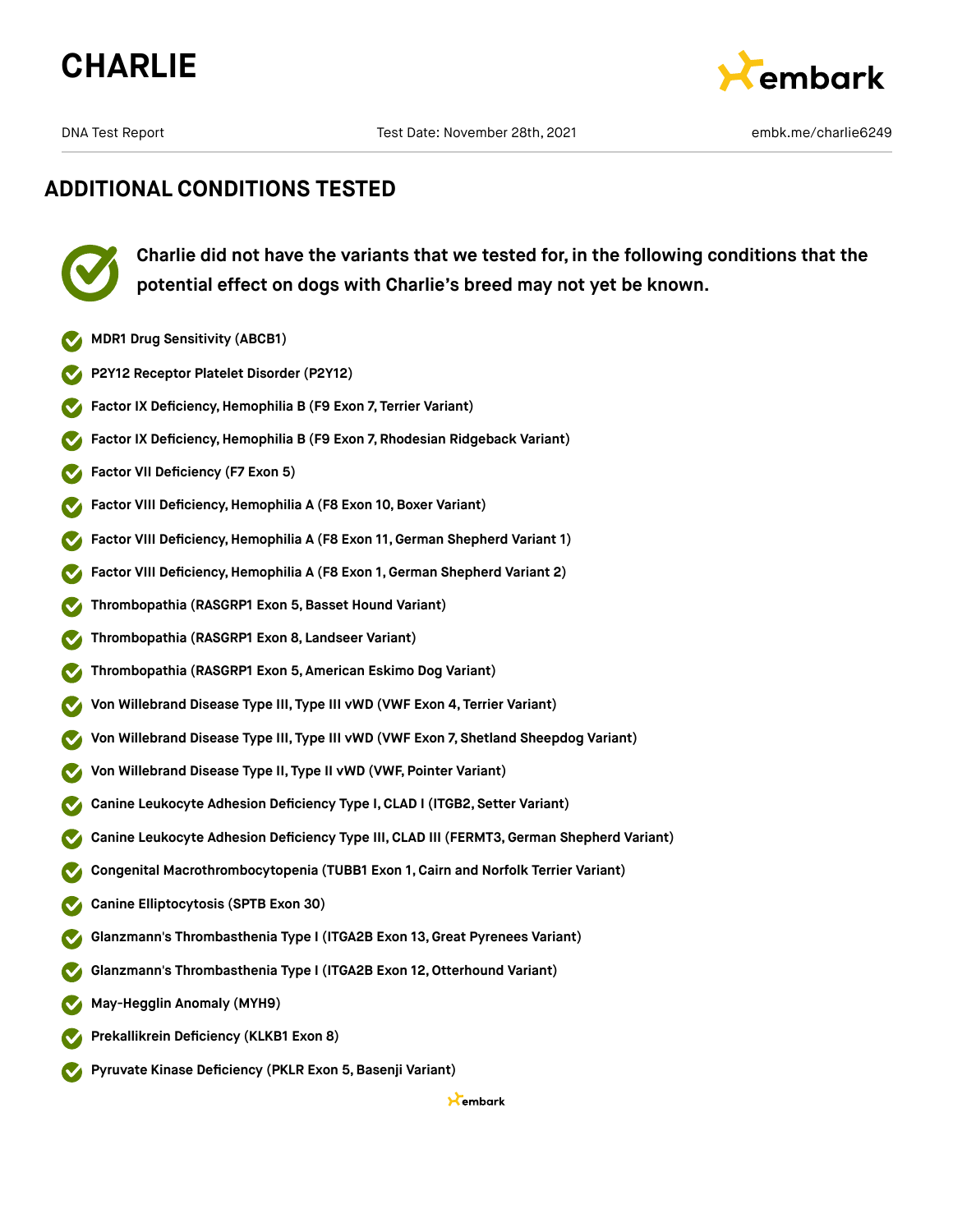## ADDITIONAL CONDITIONS TESTED

**Charlie did not have the variants that we tested for, in the following conditions that the potential effect on dogs with Charlie's breed may not yet be known.**

- **MDR1 Drug Sensitivity (ABCB1)**
- **P2Y12 Receptor Platelet Disorder (P2Y12)**
- **Factor IX Deficiency, Hemophilia B (F9 Exon 7, Terrier Variant)**
- **Factor IX Deficiency, Hemophilia B (F9 Exon 7, Rhodesian Ridgeback Variant)**
- **Factor VII Deficiency (F7 Exon 5)**
- **Factor VIII Deficiency, Hemophilia A (F8 Exon 10, Boxer Variant)**
- **Factor VIII Deficiency, Hemophilia A (F8 Exon 11, German Shepherd Variant 1)**
- **Factor VIII Deficiency, Hemophilia A (F8 Exon 1, German Shepherd Variant 2)**
- **Thrombopathia (RASGRP1 Exon 5, Basset Hound Variant)**
- **Thrombopathia (RASGRP1 Exon 8, Landseer Variant)**
- **Thrombopathia (RASGRP1 Exon 5, American Eskimo Dog Variant)**
- **Von Willebrand Disease Type III, Type III vWD (VWF Exon 4, Terrier Variant)**
- **Von Willebrand Disease Type III, Type III vWD (VWF Exon 7, Shetland Sheepdog Variant)**
- **Von Willebrand Disease Type II, Type II vWD (VWF, Pointer Variant)**
- **Canine Leukocyte Adhesion Deficiency Type I, CLAD I (ITGB2, Setter Variant)**
- **Canine Leukocyte Adhesion Deficiency Type III, CLAD III (FERMT3, German Shepherd Variant)**
- **Congenital Macrothrombocytopenia (TUBB1 Exon 1, Cairn and Norfolk Terrier Variant)**
- **Canine Elliptocytosis (SPTB Exon 30)**
- **Glanzmann's Thrombasthenia Type I (ITGA2B Exon 13, Great Pyrenees Variant)**
- **Glanzmann's Thrombasthenia Type I (ITGA2B Exon 12, Otterhound Variant)**
- **May-Hegglin Anomaly (MYH9)**
- **Prekallikrein Deficiency (KLKB1 Exon 8)**
- **Pyruvate Kinase Deficiency (PKLR Exon 5, Basenji Variant)**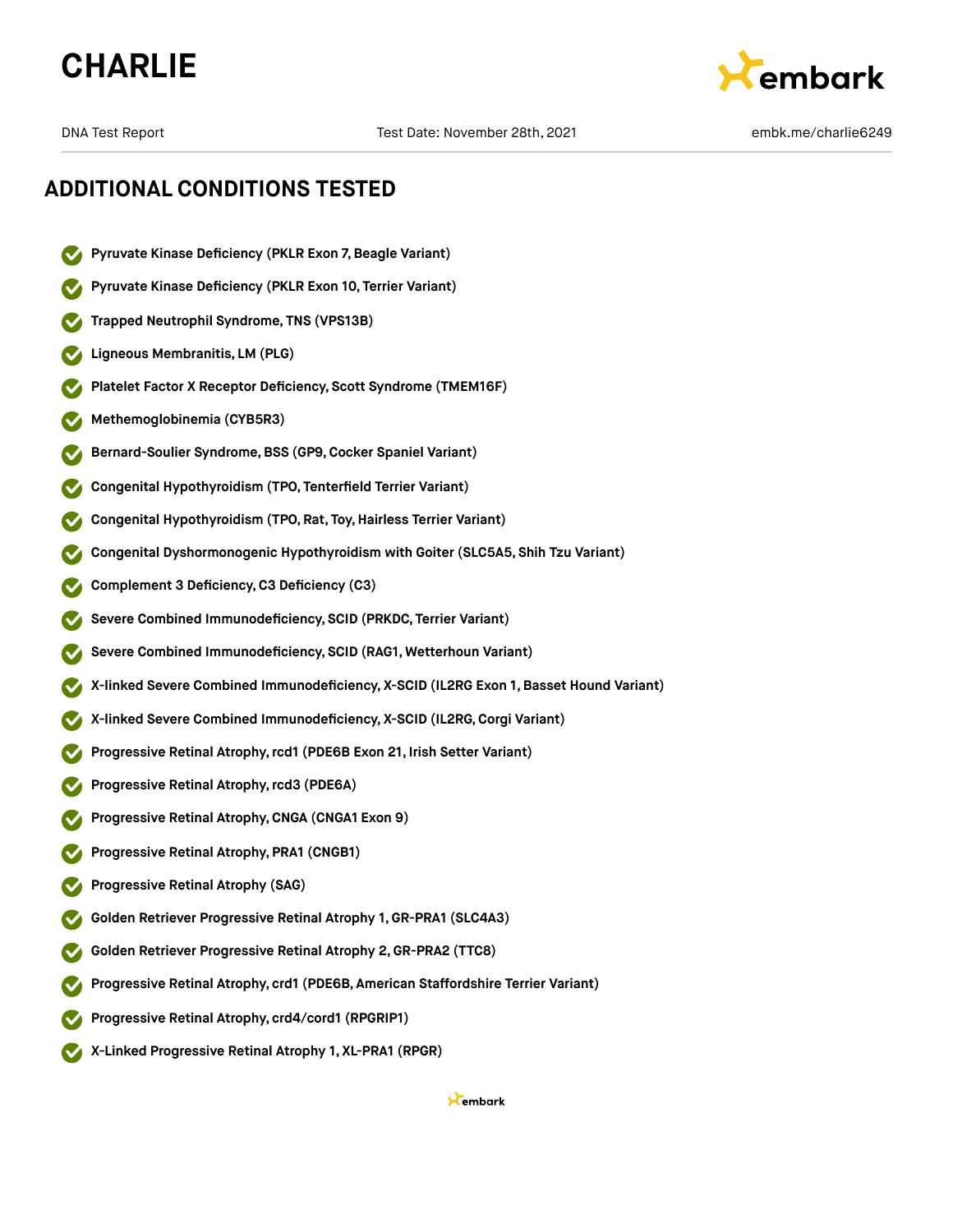# CHARLIE

DNA Test Report | Test Date: November 28th, 2021 | embk.me/charlie6249

## ADDITIONAL CONDITIONS TESTED

- **Pyruvate Kinase Deficiency (PKLR Exon 7, Beagle Variant)**
- **Pyruvate Kinase Deficiency (PKLR Exon 10, Terrier Variant)**
- **Trapped Neutrophil Syndrome, TNS (VPS13B)**
- **Ligneous Membranitis, LM (PLG)**
- **Platelet Factor X Receptor Deficiency, Scott Syndrome (TMEM16F)**
- **Methemoglobinemia (CYB5R3)**
- **Bernard-Soulier Syndrome, BSS (GP9, Cocker Spaniel Variant)**
- **Congenital Hypothyroidism (TPO, Tenterfield Terrier Variant)**
- **Congenital Hypothyroidism (TPO, Rat, Toy, Hairless Terrier Variant)**
- **Congenital Dyshormonogenic Hypothyroidism with Goiter (SLC5A5, Shih Tzu Variant)**
- **Complement 3 Deficiency, C3 Deficiency (C3)**
- **Severe Combined Immunodeficiency, SCID (PRKDC, Terrier Variant)**
- **Severe Combined Immunodeficiency, SCID (RAG1, Wetterhoun Variant)**
- **X-linked Severe Combined Immunodeficiency, X-SCID (IL2RG Exon 1, Basset Hound Variant)**
- **X-linked Severe Combined Immunodeficiency, X-SCID (IL2RG, Corgi Variant)**
- **Progressive Retinal Atrophy, rcd1 (PDE6B Exon 21, Irish Setter Variant)**
- **Progressive Retinal Atrophy, rcd3 (PDE6A)**
- **Progressive Retinal Atrophy, CNGA (CNGA1 Exon 9)**
- **Progressive Retinal Atrophy, PRA1 (CNGB1)**
- **Progressive Retinal Atrophy (SAG)**
- **Golden Retriever Progressive Retinal Atrophy 1, GR-PRA1 (SLC4A3)**
- **Golden Retriever Progressive Retinal Atrophy 2, GR-PRA2 (TTC8)**
- **Progressive Retinal Atrophy, crd1 (PDE6B, American Staffordshire Terrier Variant)**
- **Progressive Retinal Atrophy, crd4/cord1 (RPGRIP1)**
- **X-Linked Progressive Retinal Atrophy 1, XL-PRA1 (RPGR)**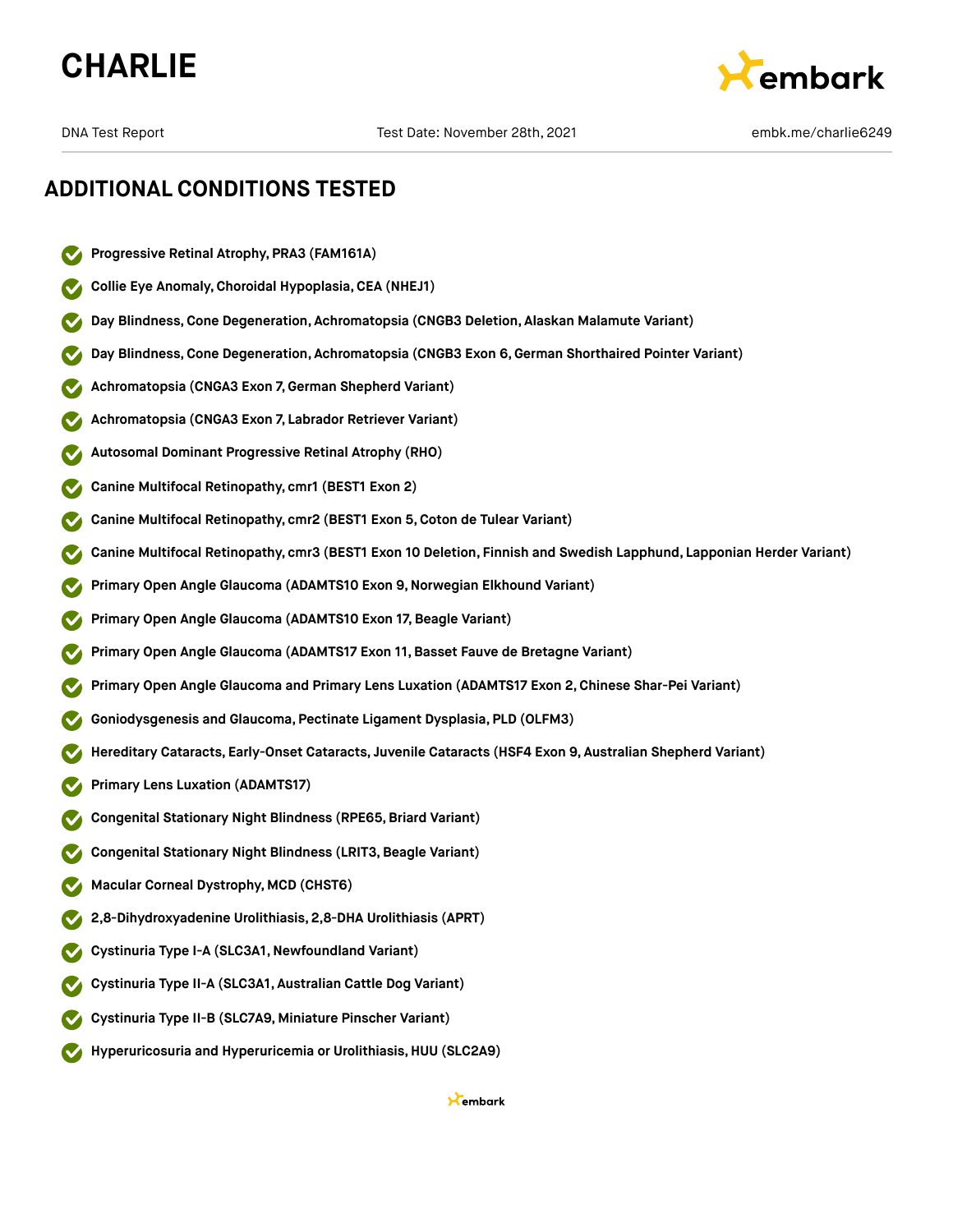## ADDITIONAL CONDITIONS TESTED

- **Progressive Retinal Atrophy, PRA3 (FAM161A)**
- **Collie Eye Anomaly, Choroidal Hypoplasia, CEA (NHEJ1)**
- **Day Blindness, Cone Degeneration, Achromatopsia (CNGB3 Deletion, Alaskan Malamute Variant)**
- **Day Blindness, Cone Degeneration, Achromatopsia (CNGB3 Exon 6, German Shorthaired Pointer Variant)**
- **Achromatopsia (CNGA3 Exon 7, German Shepherd Variant)**
- **Achromatopsia (CNGA3 Exon 7, Labrador Retriever Variant)**
- **Autosomal Dominant Progressive Retinal Atrophy (RHO)**
- **Canine Multifocal Retinopathy, cmr1 (BEST1 Exon 2)**
- **Canine Multifocal Retinopathy, cmr2 (BEST1 Exon 5, Coton de Tulear Variant)**
- **Canine Multifocal Retinopathy, cmr3 (BEST1 Exon 10 Deletion, Finnish and Swedish Lapphund, Lapponian Herder Variant)**
- **Primary Open Angle Glaucoma (ADAMTS10 Exon 9, Norwegian Elkhound Variant)**
- **Primary Open Angle Glaucoma (ADAMTS10 Exon 17, Beagle Variant)**
- **Primary Open Angle Glaucoma (ADAMTS17 Exon 11, Basset Fauve de Bretagne Variant)**
- **Primary Open Angle Glaucoma and Primary Lens Luxation (ADAMTS17 Exon 2, Chinese Shar-Pei Variant)**
- **Goniodysgenesis and Glaucoma, Pectinate Ligament Dysplasia, PLD (OLFM3)**
- **Hereditary Cataracts, Early-Onset Cataracts, Juvenile Cataracts (HSF4 Exon 9, Australian Shepherd Variant)**
- **Primary Lens Luxation (ADAMTS17)**
- **Congenital Stationary Night Blindness (RPE65, Briard Variant)**
- **Congenital Stationary Night Blindness (LRIT3, Beagle Variant)**
- **Macular Corneal Dystrophy, MCD (CHST6)**
- **2,8-Dihydroxyadenine Urolithiasis, 2,8-DHA Urolithiasis (APRT)**
- **Cystinuria Type I-A (SLC3A1, Newfoundland Variant)**
- **Cystinuria Type II-A (SLC3A1, Australian Cattle Dog Variant)**
- **Cystinuria Type II-B (SLC7A9, Miniature Pinscher Variant)**
- **Hyperuricosuria and Hyperuricemia or Urolithiasis, HUU (SLC2A9)**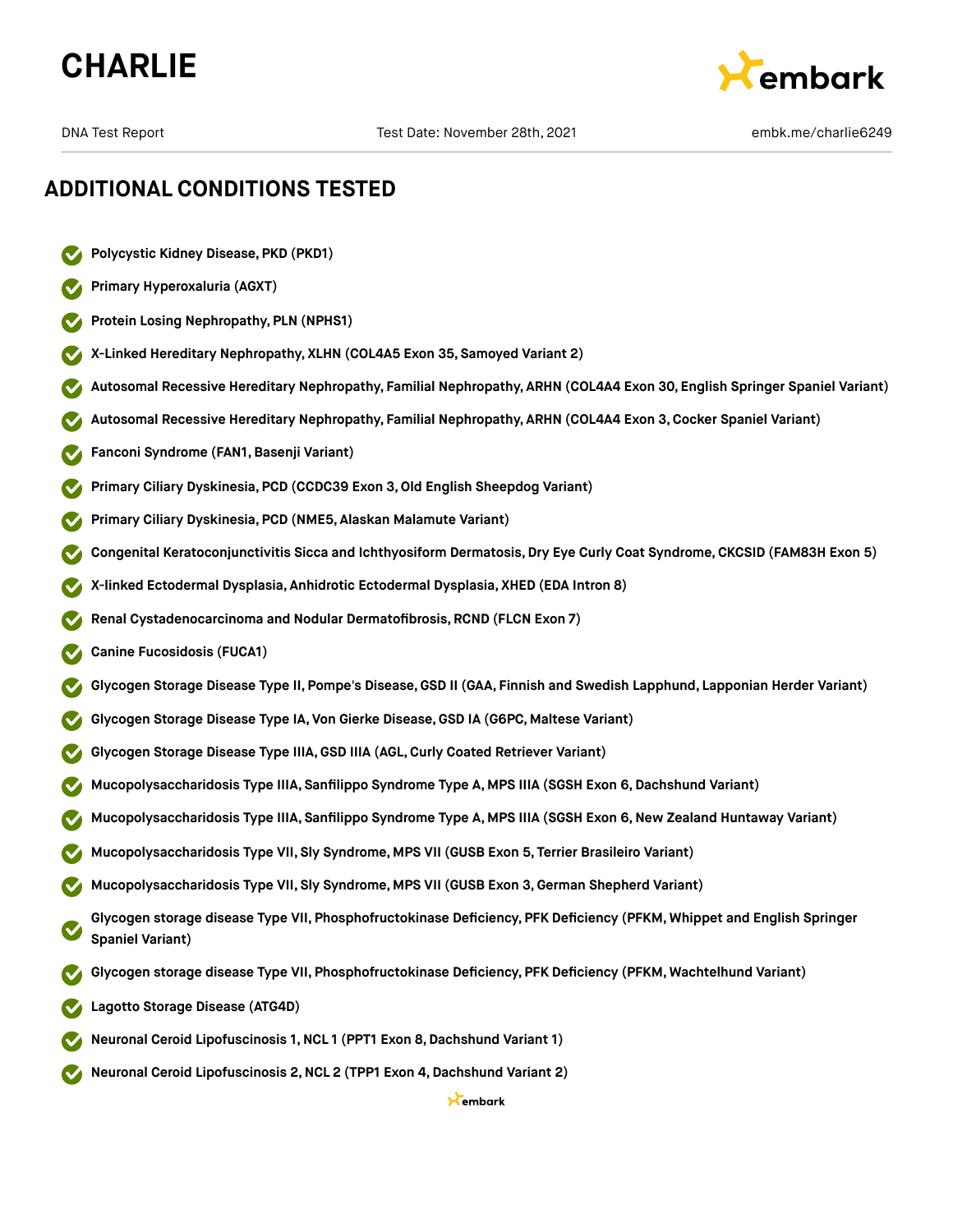## ADDITIONAL CONDITIONS TESTED

- Polycystic Kidney Disease, PKD (PKD1)
- Primary Hyperoxaluria (AGXT)
- Protein Losing Nephropathy, PLN (NPHS1)
- X-Linked Hereditary Nephropathy, XLHN (COL4A5 Exon 35, Samoyed Variant 2)
- Autosomal Recessive Hereditary Nephropathy, Familial Nephropathy, ARHN (COL4A4 Exon 30, English Springer Spaniel Variant)
- Autosomal Recessive Hereditary Nephropathy, Familial Nephropathy, ARHN (COL4A4 Exon 3, Cocker Spaniel Variant)
- Fanconi Syndrome (FAN1, Basenji Variant)
- Primary Ciliary Dyskinesia, PCD (CCDC39 Exon 3, Old English Sheepdog Variant)
- Primary Ciliary Dyskinesia, PCD (NME5, Alaskan Malamute Variant)
- Congenital Keratoconjunctivitis Sicca and Ichthyosiform Dermatosis, Dry Eye Curly Coat Syndrome, CKCSID (FAM83H Exon 5)
- X-linked Ectodermal Dysplasia, Anhidrotic Ectodermal Dysplasia, XHED (EDA Intron 8)
- Renal Cystadenocarcinoma and Nodular Dermatofibrosis, RCND (FLCN Exon 7)
- Canine Fucosidosis (FUCA1)
- Glycogen Storage Disease Type II, Pompe's Disease, GSD II (GAA, Finnish and Swedish Lapphund, Lapponian Herder Variant)
- Glycogen Storage Disease Type IA, Von Gierke Disease, GSD IA (G6PC, Maltese Variant)
- Glycogen Storage Disease Type IIIA, GSD IIIA (AGL, Curly Coated Retriever Variant)
- Mucopolysaccharidosis Type IIIA, Sanfilippo Syndrome Type A, MPS IIIA (SGSH Exon 6, Dachshund Variant)
- Mucopolysaccharidosis Type IIIA, Sanfilippo Syndrome Type A, MPS IIIA (SGSH Exon 6, New Zealand Huntaway Variant)
- Mucopolysaccharidosis Type VII, Sly Syndrome, MPS VII (GUSB Exon 5, Terrier Brasileiro Variant)
- Mucopolysaccharidosis Type VII, Sly Syndrome, MPS VII (GUSB Exon 3, German Shepherd Variant)
- Glycogen storage disease Type VII, Phosphofructokinase Deficiency, PFK Deficiency (PFKM, Whippet and English Springer Spaniel Variant)
- Glycogen storage disease Type VII, Phosphofructokinase Deficiency, PFK Deficiency (PFKM, Wachtelhund Variant)
- Lagotto Storage Disease (ATG4D)
- Neuronal Ceroid Lipofuscinosis 1, NCL 1 (PPT1 Exon 8, Dachshund Variant 1)
- Neuronal Ceroid Lipofuscinosis 2, NCL 2 (TPP1 Exon 4, Dachshund Variant 2)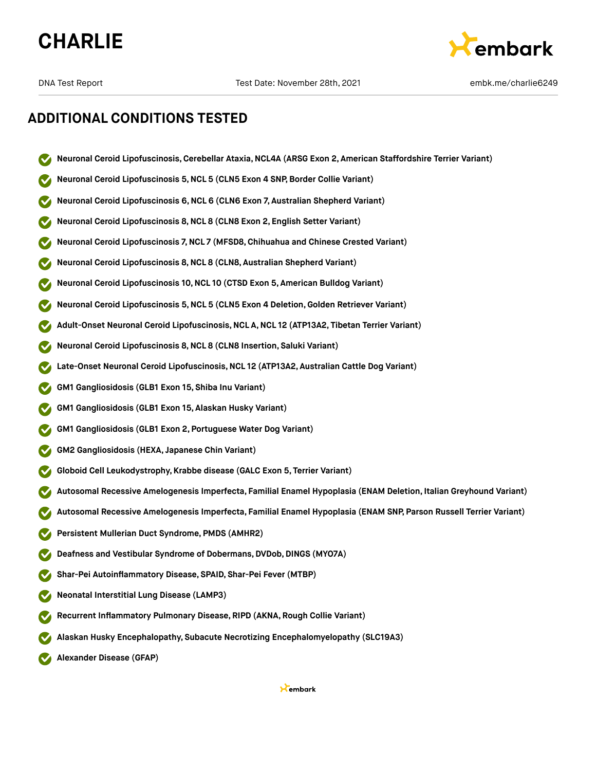# CHARLIE

DNA Test Report | Test Date: November 28th, 2021 | embk.me/charlie6249

## ADDITIONAL CONDITIONS TESTED

- **Neuronal Ceroid Lipofuscinosis, Cerebellar Ataxia, NCL4A (ARSG Exon 2, American Staffordshire Terrier Variant)**
- **Neuronal Ceroid Lipofuscinosis 5, NCL 5 (CLN5 Exon 4 SNP, Border Collie Variant)**
- **Neuronal Ceroid Lipofuscinosis 6, NCL 6 (CLN6 Exon 7, Australian Shepherd Variant)**
- **Neuronal Ceroid Lipofuscinosis 8, NCL 8 (CLN8 Exon 2, English Setter Variant)**
- **Neuronal Ceroid Lipofuscinosis 7, NCL 7 (MFSD8, Chihuahua and Chinese Crested Variant)**
- **Neuronal Ceroid Lipofuscinosis 8, NCL 8 (CLN8, Australian Shepherd Variant)**
- **Neuronal Ceroid Lipofuscinosis 10, NCL 10 (CTSD Exon 5, American Bulldog Variant)**
- **Neuronal Ceroid Lipofuscinosis 5, NCL 5 (CLN5 Exon 4 Deletion, Golden Retriever Variant)**
- **Adult-Onset Neuronal Ceroid Lipofuscinosis, NCL A, NCL 12 (ATP13A2, Tibetan Terrier Variant)**
- **Neuronal Ceroid Lipofuscinosis 8, NCL 8 (CLN8 Insertion, Saluki Variant)**
- **Late-Onset Neuronal Ceroid Lipofuscinosis, NCL 12 (ATP13A2, Australian Cattle Dog Variant)**
- **GM1 Gangliosidosis (GLB1 Exon 15, Shiba Inu Variant)**
- **GM1 Gangliosidosis (GLB1 Exon 15, Alaskan Husky Variant)**
- **GM1 Gangliosidosis (GLB1 Exon 2, Portuguese Water Dog Variant)**
- **GM2 Gangliosidosis (HEXA, Japanese Chin Variant)**
- **Globoid Cell Leukodystrophy, Krabbe disease (GALC Exon 5, Terrier Variant)**
- **Autosomal Recessive Amelogenesis Imperfecta, Familial Enamel Hypoplasia (ENAM Deletion, Italian Greyhound Variant)**
- **Autosomal Recessive Amelogenesis Imperfecta, Familial Enamel Hypoplasia (ENAM SNP, Parson Russell Terrier Variant)**
- **Persistent Mullerian Duct Syndrome, PMDS (AMHR2)**
- **Deafness and Vestibular Syndrome of Dobermans, DVDob, DINGS (MYO7A)**
- **Shar-Pei Autoinflammatory Disease, SPAID, Shar-Pei Fever (MTBP)**
- **Neonatal Interstitial Lung Disease (LAMP3)**
- **Recurrent Inflammatory Pulmonary Disease, RIPD (AKNA, Rough Collie Variant)**
- **Alaskan Husky Encephalopathy, Subacute Necrotizing Encephalomyelopathy (SLC19A3)**
- **Alexander Disease (GFAP)**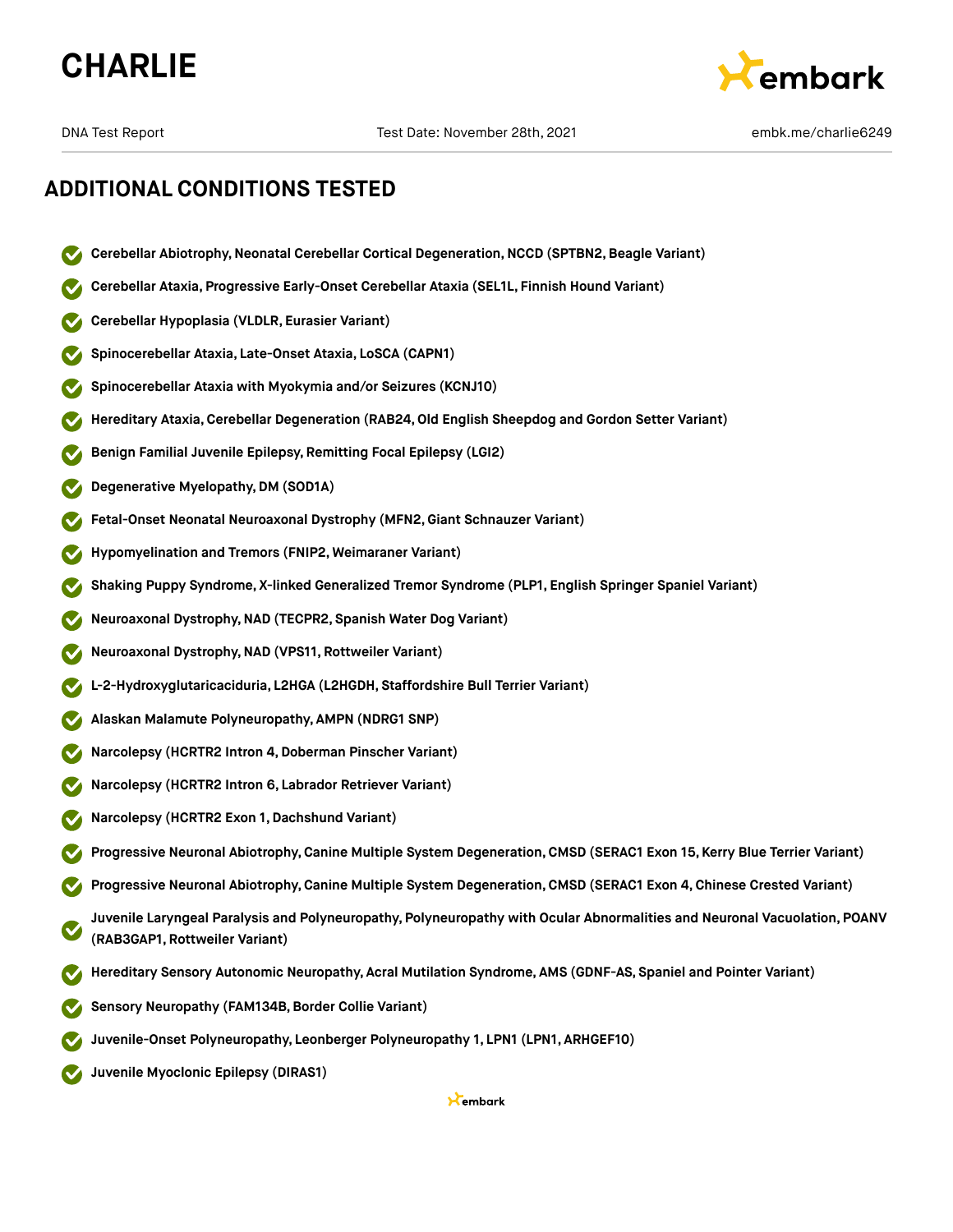# CHARLIE

DNA Test Report | Test Date: November 28th, 2021 | embk.me/charlie6249

## ADDITIONAL CONDITIONS TESTED

- **Cerebellar Abiotrophy, Neonatal Cerebellar Cortical Degeneration, NCCD (SPTBN2, Beagle Variant)**
- **Cerebellar Ataxia, Progressive Early-Onset Cerebellar Ataxia (SEL1L, Finnish Hound Variant)**
- **Cerebellar Hypoplasia (VLDLR, Eurasier Variant)**
- **Spinocerebellar Ataxia, Late-Onset Ataxia, LoSCA (CAPN1)**
- **Spinocerebellar Ataxia with Myokymia and/or Seizures (KCNJ10)**
- **Hereditary Ataxia, Cerebellar Degeneration (RAB24, Old English Sheepdog and Gordon Setter Variant)**
- **Benign Familial Juvenile Epilepsy, Remitting Focal Epilepsy (LGI2)**
- **Degenerative Myelopathy, DM (SOD1A)**
- **Fetal-Onset Neonatal Neuroaxonal Dystrophy (MFN2, Giant Schnauzer Variant)**
- **Hypomyelination and Tremors (FNIP2, Weimaraner Variant)**
- **Shaking Puppy Syndrome, X-linked Generalized Tremor Syndrome (PLP1, English Springer Spaniel Variant)**
- **Neuroaxonal Dystrophy, NAD (TECPR2, Spanish Water Dog Variant)**
- **Neuroaxonal Dystrophy, NAD (VPS11, Rottweiler Variant)**
- **L-2-Hydroxyglutaricaciduria, L2HGA (L2HGDH, Staffordshire Bull Terrier Variant)**
- **Alaskan Malamute Polyneuropathy, AMPN (NDRG1 SNP)**
- **Narcolepsy (HCRTR2 Intron 4, Doberman Pinscher Variant)**
- **Narcolepsy (HCRTR2 Intron 6, Labrador Retriever Variant)**
- **Narcolepsy (HCRTR2 Exon 1, Dachshund Variant)**
- **Progressive Neuronal Abiotrophy, Canine Multiple System Degeneration, CMSD (SERAC1 Exon 15, Kerry Blue Terrier Variant)**
- **Progressive Neuronal Abiotrophy, Canine Multiple System Degeneration, CMSD (SERAC1 Exon 4, Chinese Crested Variant)**
- **Juvenile Laryngeal Paralysis and Polyneuropathy, Polyneuropathy with Ocular Abnormalities and Neuronal Vacuolation, POANV (RAB3GAP1, Rottweiler Variant)**
- **Hereditary Sensory Autonomic Neuropathy, Acral Mutilation Syndrome, AMS (GDNF-AS, Spaniel and Pointer Variant)**
- **Sensory Neuropathy (FAM134B, Border Collie Variant)**
- **Juvenile-Onset Polyneuropathy, Leonberger Polyneuropathy 1, LPN1 (LPN1, ARHGEF10)**
- **Juvenile Myoclonic Epilepsy (DIRAS1)**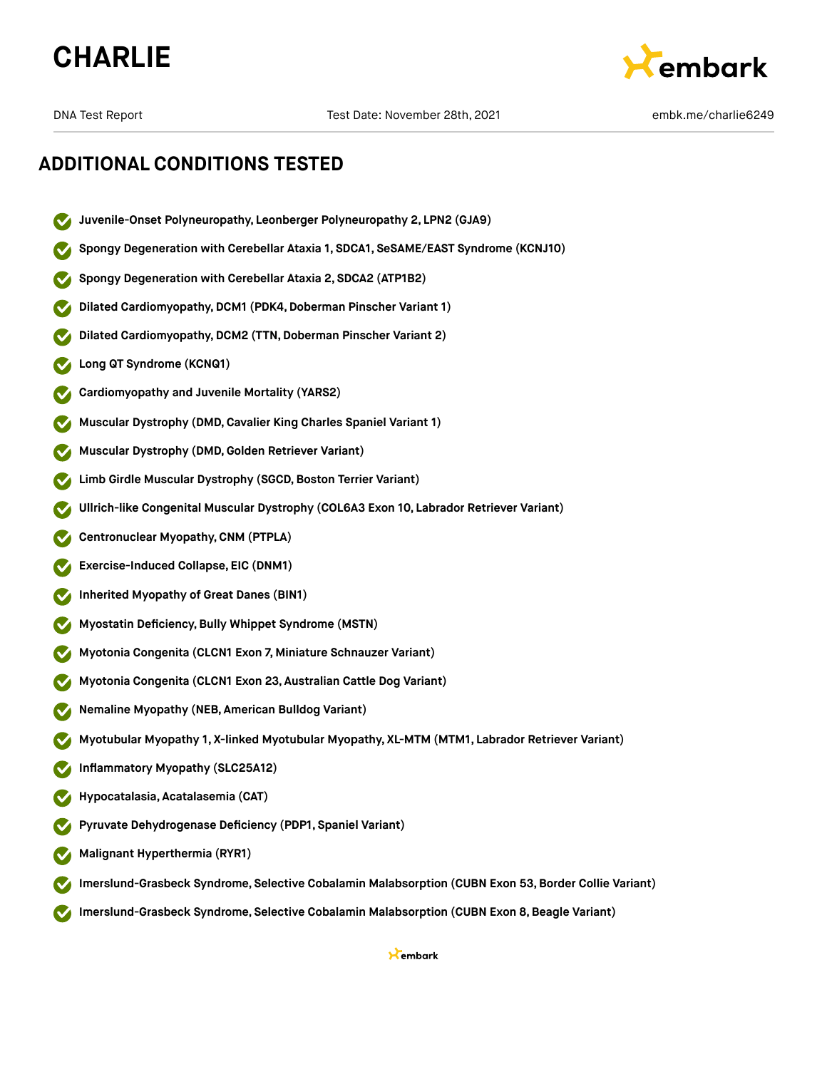## ADDITIONAL CONDITIONS TESTED

- Juvenile-Onset Polyneuropathy, Leonberger Polyneuropathy 2, LPN2 (GJA9)
- Spongy Degeneration with Cerebellar Ataxia 1, SDCA1, SeSAME/EAST Syndrome (KCNJ10)
- Spongy Degeneration with Cerebellar Ataxia 2, SDCA2 (ATP1B2)
- Dilated Cardiomyopathy, DCM1 (PDK4, Doberman Pinscher Variant 1)
- Dilated Cardiomyopathy, DCM2 (TTN, Doberman Pinscher Variant 2)
- Long QT Syndrome (KCNQ1)
- Cardiomyopathy and Juvenile Mortality (YARS2)
- Muscular Dystrophy (DMD, Cavalier King Charles Spaniel Variant 1)
- Muscular Dystrophy (DMD, Golden Retriever Variant)
- Limb Girdle Muscular Dystrophy (SGCD, Boston Terrier Variant)
- Ullrich-like Congenital Muscular Dystrophy (COL6A3 Exon 10, Labrador Retriever Variant)
- Centronuclear Myopathy, CNM (PTPLA)
- Exercise-Induced Collapse, EIC (DNM1)
- Inherited Myopathy of Great Danes (BIN1)
- Myostatin Deficiency, Bully Whippet Syndrome (MSTN)
- Myotonia Congenita (CLCN1 Exon 7, Miniature Schnauzer Variant)
- Myotonia Congenita (CLCN1 Exon 23, Australian Cattle Dog Variant)
- Nemaline Myopathy (NEB, American Bulldog Variant)
- Myotubular Myopathy 1, X-linked Myotubular Myopathy, XL-MTM (MTM1, Labrador Retriever Variant)
- Inflammatory Myopathy (SLC25A12)
- Hypocatalasia, Acatalasemia (CAT)
- Pyruvate Dehydrogenase Deficiency (PDP1, Spaniel Variant)
- Malignant Hyperthermia (RYR1)
- Imerslund-Grasbeck Syndrome, Selective Cobalamin Malabsorption (CUBN Exon 53, Border Collie Variant)
- Imerslund-Grasbeck Syndrome, Selective Cobalamin Malabsorption (CUBN Exon 8, Beagle Variant)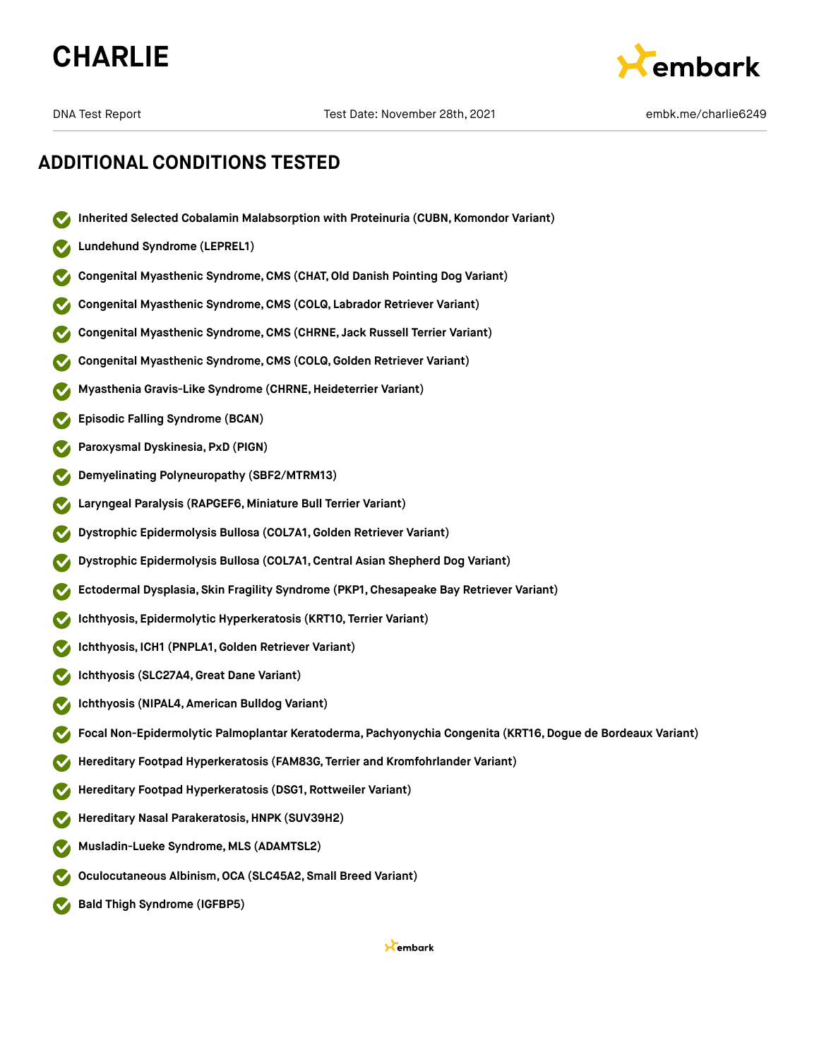# CHARLIE

DNA Test Report | Test Date: November 28th, 2021 | embk.me/charlie6249

## ADDITIONAL CONDITIONS TESTED

- **Inherited Selected Cobalamin Malabsorption with Proteinuria (CUBN, Komondor Variant)**
- **Lundehund Syndrome (LEPREL1)**
- **Congenital Myasthenic Syndrome, CMS (CHAT, Old Danish Pointing Dog Variant)**
- **Congenital Myasthenic Syndrome, CMS (COLQ, Labrador Retriever Variant)**
- **Congenital Myasthenic Syndrome, CMS (CHRNE, Jack Russell Terrier Variant)**
- **Congenital Myasthenic Syndrome, CMS (COLQ, Golden Retriever Variant)**
- **Myasthenia Gravis-Like Syndrome (CHRNE, Heideterrier Variant)**
- **Episodic Falling Syndrome (BCAN)**
- **Paroxysmal Dyskinesia, PxD (PIGN)**
- **Demyelinating Polyneuropathy (SBF2/MTRM13)**
- **Laryngeal Paralysis (RAPGEF6, Miniature Bull Terrier Variant)**
- **Dystrophic Epidermolysis Bullosa (COL7A1, Golden Retriever Variant)**
- **Dystrophic Epidermolysis Bullosa (COL7A1, Central Asian Shepherd Dog Variant)**
- **Ectodermal Dysplasia, Skin Fragility Syndrome (PKP1, Chesapeake Bay Retriever Variant)**
- **Ichthyosis, Epidermolytic Hyperkeratosis (KRT10, Terrier Variant)**
- **Ichthyosis, ICH1 (PNPLA1, Golden Retriever Variant)**
- **Ichthyosis (SLC27A4, Great Dane Variant)**
- **Ichthyosis (NIPAL4, American Bulldog Variant)**
- **Focal Non-Epidermolytic Palmoplantar Keratoderma, Pachyonychia Congenita (KRT16, Dogue de Bordeaux Variant)**
- **Hereditary Footpad Hyperkeratosis (FAM83G, Terrier and Kromfohrlander Variant)**
- **Hereditary Footpad Hyperkeratosis (DSG1, Rottweiler Variant)**
- **Hereditary Nasal Parakeratosis, HNPK (SUV39H2)**
- **Musladin-Lueke Syndrome, MLS (ADAMTSL2)**
- **Oculocutaneous Albinism, OCA (SLC45A2, Small Breed Variant)**
- **Bald Thigh Syndrome (IGFBP5)**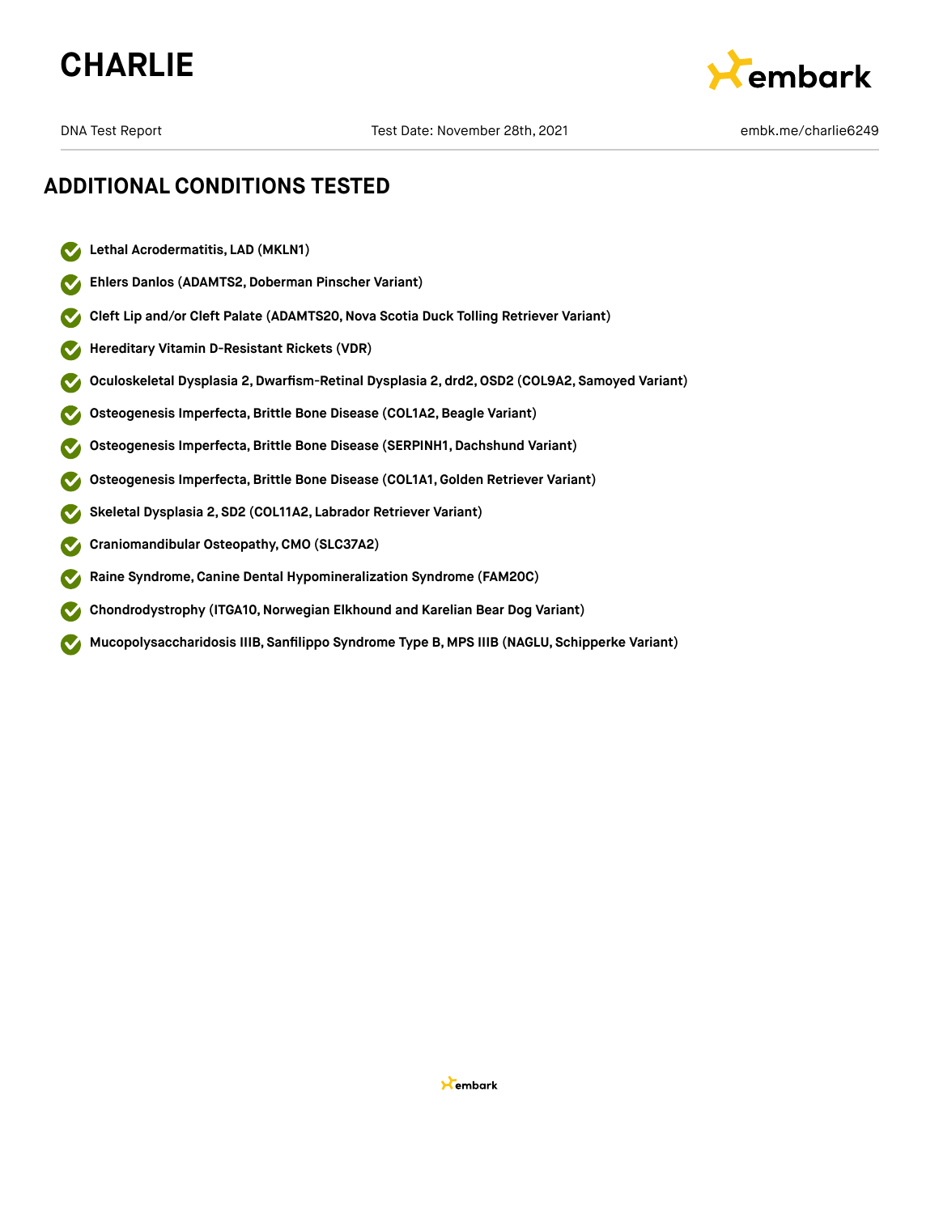## ADDITIONAL CONDITIONS TESTED

- **Lethal Acrodermatitis, LAD (MKLN1)**
- **Ehlers Danlos (ADAMTS2, Doberman Pinscher Variant)**
- **Cleft Lip and/or Cleft Palate (ADAMTS20, Nova Scotia Duck Tolling Retriever Variant)**
- **Hereditary Vitamin D-Resistant Rickets (VDR)**
- **Oculoskeletal Dysplasia 2, Dwarfism-Retinal Dysplasia 2, drd2, OSD2 (COL9A2, Samoyed Variant)**
- **Osteogenesis Imperfecta, Brittle Bone Disease (COL1A2, Beagle Variant)**
- **Osteogenesis Imperfecta, Brittle Bone Disease (SERPINH1, Dachshund Variant)**
- **Osteogenesis Imperfecta, Brittle Bone Disease (COL1A1, Golden Retriever Variant)**
- **Skeletal Dysplasia 2, SD2 (COL11A2, Labrador Retriever Variant)**
- **Craniomandibular Osteopathy, CMO (SLC37A2)**
- **Raine Syndrome, Canine Dental Hypomineralization Syndrome (FAM20C)**
- **Chondrodystrophy (ITGA10, Norwegian Elkhound and Karelian Bear Dog Variant)**
- **Mucopolysaccharidosis IIIB, Sanfilippo Syndrome Type B, MPS IIIB (NAGLU, Schipperke Variant)**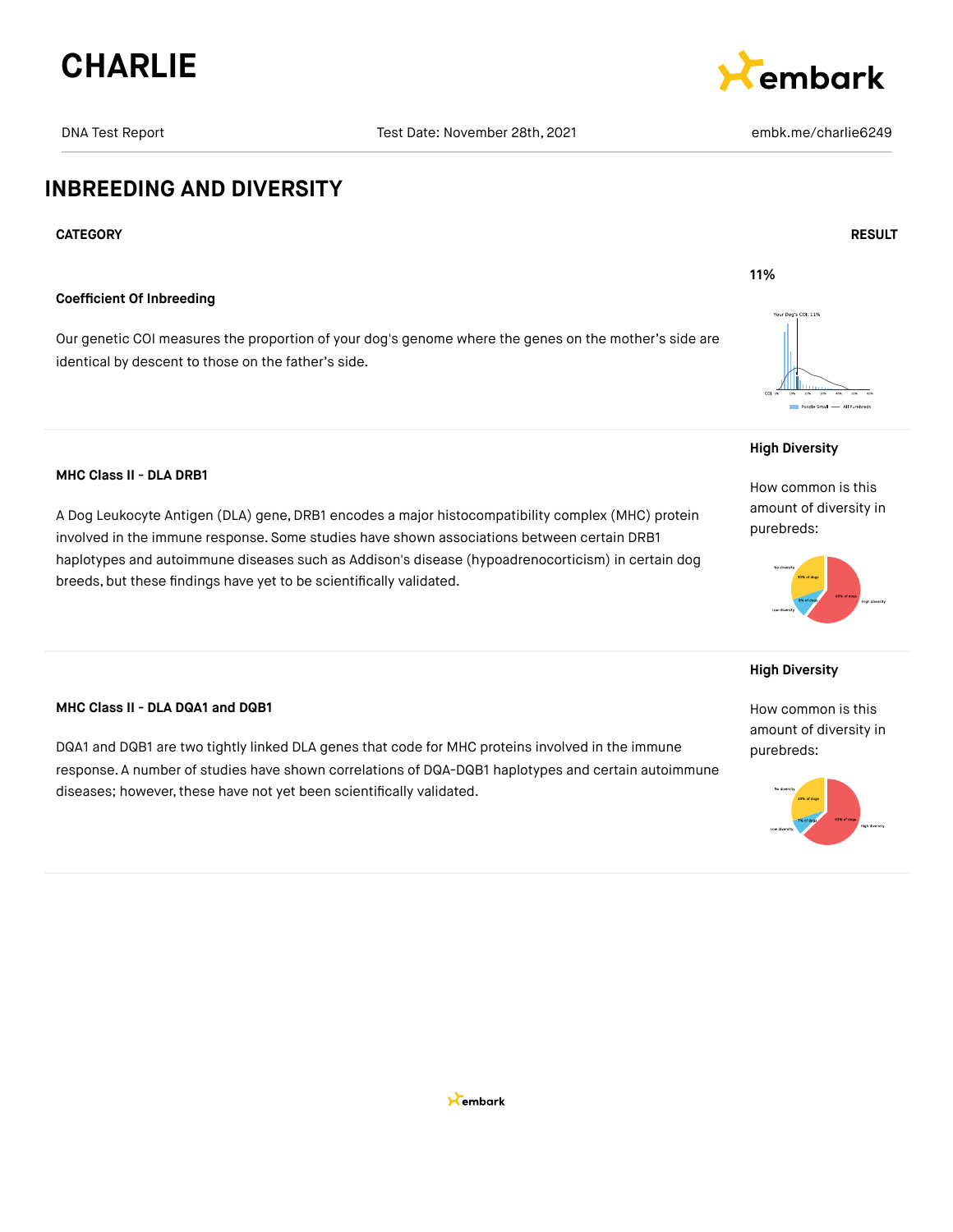# CHARLIE

DNA Test Report | Test Date: November 28th, 2021 | embk.me/charlie6249

## INBREEDING AND DIVERSITY

**CATEGORY** | **RESULT**

**Coefficient Of Inbreeding**

Our genetic COI measures the proportion of your dog's genome where the genes on the mother's side are identical by descent to those on the father's side.

**11%**

Your Dog's COI: 11%

COI 0% 10% 20% 30% 40% 50% 60%

Poodle Small — All Purebreds

---

**MHC Class II - DLA DRB1**

A Dog Leukocyte Antigen (DLA) gene, DRB1 encodes a major histocompatibility complex (MHC) protein involved in the immune response. Some studies have shown associations between certain DRB1 haplotypes and autoimmune diseases such as Addison's disease (hypoadrenocorticism) in certain dog breeds, but these findings have yet to be scientifically validated.

**High Diversity**

How common is this amount of diversity in purebreds:

No diversity 30% of dogs

Low diversity 9% of dogs

High diversity 61% of dogs

---

**MHC Class II - DLA DQA1 and DQB1**

DQA1 and DQB1 are two tightly linked DLA genes that code for MHC proteins involved in the immune response. A number of studies have shown correlations of DQA-DQB1 haplotypes and certain autoimmune diseases; however, these have not yet been scientifically validated.

**High Diversity**

How common is this amount of diversity in purebreds:

No diversity 30% of dogs

Low diversity 7% of dogs

High diversity 63% of dogs